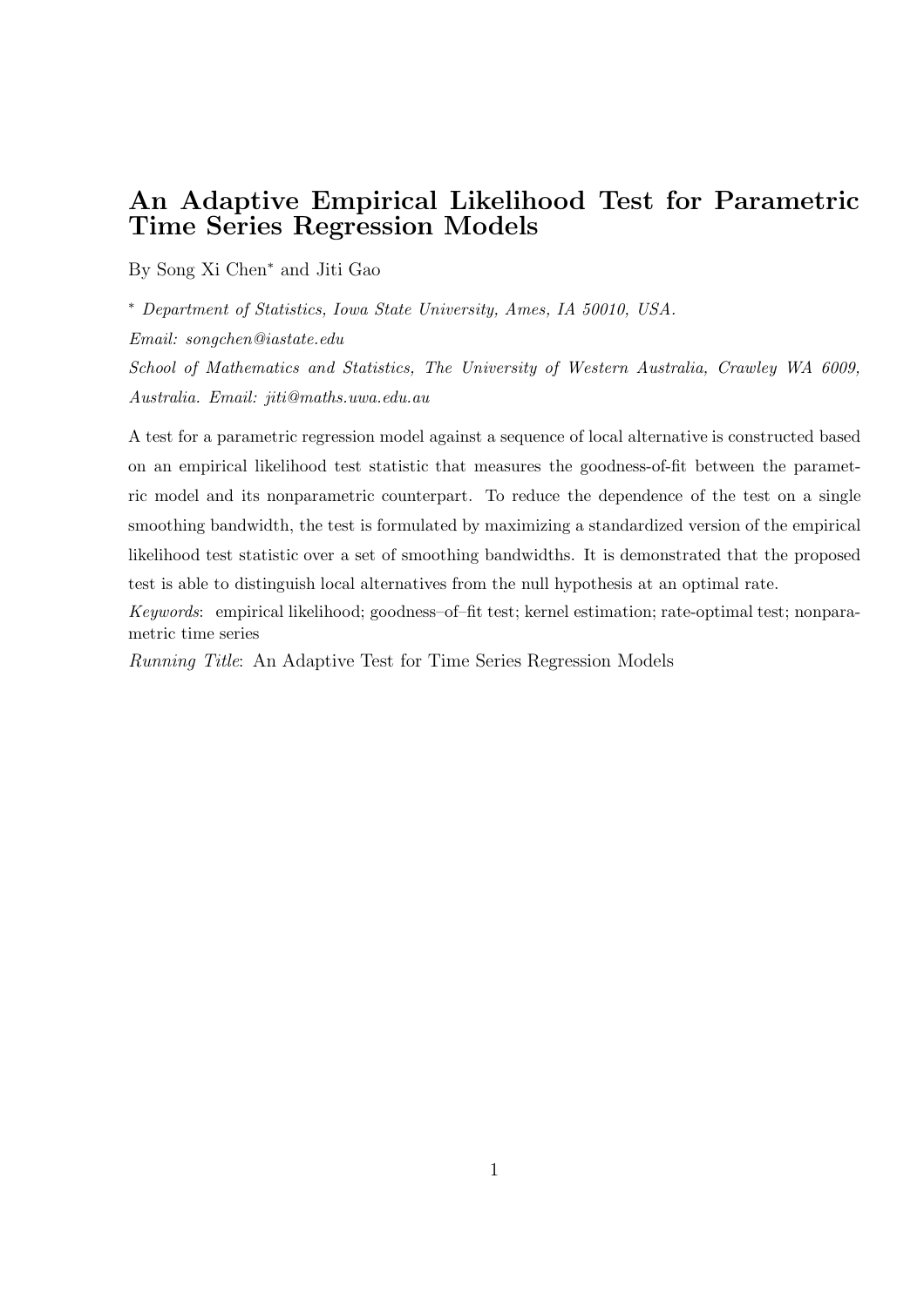# An Adaptive Empirical Likelihood Test for Parametric Time Series Regression Models

By Song Xi Chen* and Jiti Gao

* *Department of Statistics, Iowa State University, Ames, IA 50010, USA.*

*Email: songchen@iastate.edu*

*School of Mathematics and Statistics, The University of Western Australia, Crawley WA 6009, Australia. Email: jiti@maths.uwa.edu.au*

A test for a parametric regression model against a sequence of local alternative is constructed based on an empirical likelihood test statistic that measures the goodness-of-fit between the parametric model and its nonparametric counterpart. To reduce the dependence of the test on a single smoothing bandwidth, the test is formulated by maximizing a standardized version of the empirical likelihood test statistic over a set of smoothing bandwidths. It is demonstrated that the proposed test is able to distinguish local alternatives from the null hypothesis at an optimal rate.

*Keywords*: empirical likelihood; goodness–of–fit test; kernel estimation; rate-optimal test; nonparametric time series

*Running Title*: An Adaptive Test for Time Series Regression Models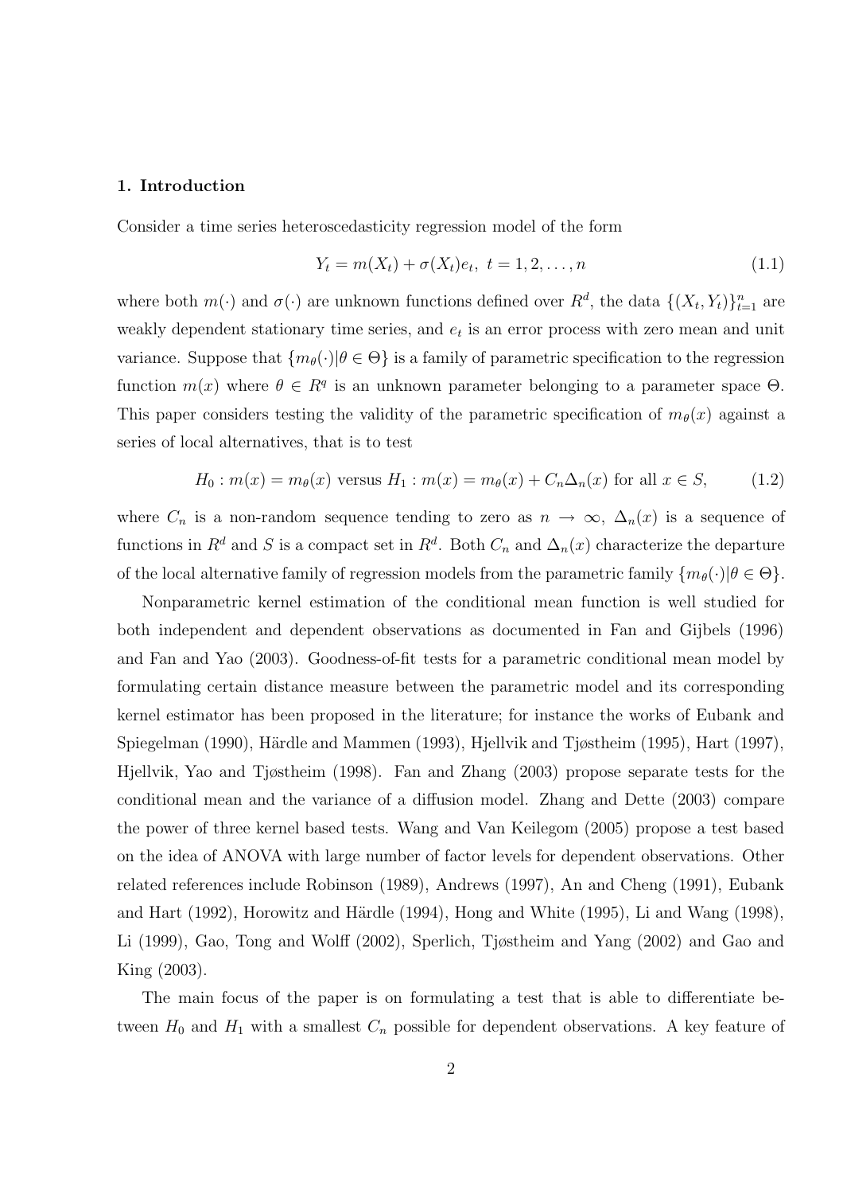## 1. Introduction

Consider a time series heteroscedasticity regression model of the form

$$Y_t = m(X_t) + \sigma(X_t)e_t, \; t = 1, 2, \ldots, n \tag{1.1}$$

where both $m(\cdot)$ and $\sigma(\cdot)$ are unknown functions defined over $R^d$, the data $\{(X_t, Y_t)\}_{t=1}^n$ are weakly dependent stationary time series, and $e_t$ is an error process with zero mean and unit variance. Suppose that $\{m_\theta(\cdot)|\theta \in \Theta\}$ is a family of parametric specification to the regression function $m(x)$ where $\theta \in R^q$ is an unknown parameter belonging to a parameter space $\Theta$. This paper considers testing the validity of the parametric specification of $m_\theta(x)$ against a series of local alternatives, that is to test

$$H_0 : m(x) = m_\theta(x) \text{ versus } H_1 : m(x) = m_\theta(x) + C_n\Delta_n(x) \text{ for all } x \in S, \tag{1.2}$$

where $C_n$ is a non-random sequence tending to zero as $n \to \infty$, $\Delta_n(x)$ is a sequence of functions in $R^d$ and $S$ is a compact set in $R^d$. Both $C_n$ and $\Delta_n(x)$ characterize the departure of the local alternative family of regression models from the parametric family $\{m_\theta(\cdot)|\theta \in \Theta\}$.

Nonparametric kernel estimation of the conditional mean function is well studied for both independent and dependent observations as documented in Fan and Gijbels (1996) and Fan and Yao (2003). Goodness-of-fit tests for a parametric conditional mean model by formulating certain distance measure between the parametric model and its corresponding kernel estimator has been proposed in the literature; for instance the works of Eubank and Spiegelman (1990), Härdle and Mammen (1993), Hjellvik and Tjøstheim (1995), Hart (1997), Hjellvik, Yao and Tjøstheim (1998). Fan and Zhang (2003) propose separate tests for the conditional mean and the variance of a diffusion model. Zhang and Dette (2003) compare the power of three kernel based tests. Wang and Van Keilegom (2005) propose a test based on the idea of ANOVA with large number of factor levels for dependent observations. Other related references include Robinson (1989), Andrews (1997), An and Cheng (1991), Eubank and Hart (1992), Horowitz and Härdle (1994), Hong and White (1995), Li and Wang (1998), Li (1999), Gao, Tong and Wolff (2002), Sperlich, Tjøstheim and Yang (2002) and Gao and King (2003).

The main focus of the paper is on formulating a test that is able to differentiate between $H_0$ and $H_1$ with a smallest $C_n$ possible for dependent observations. A key feature of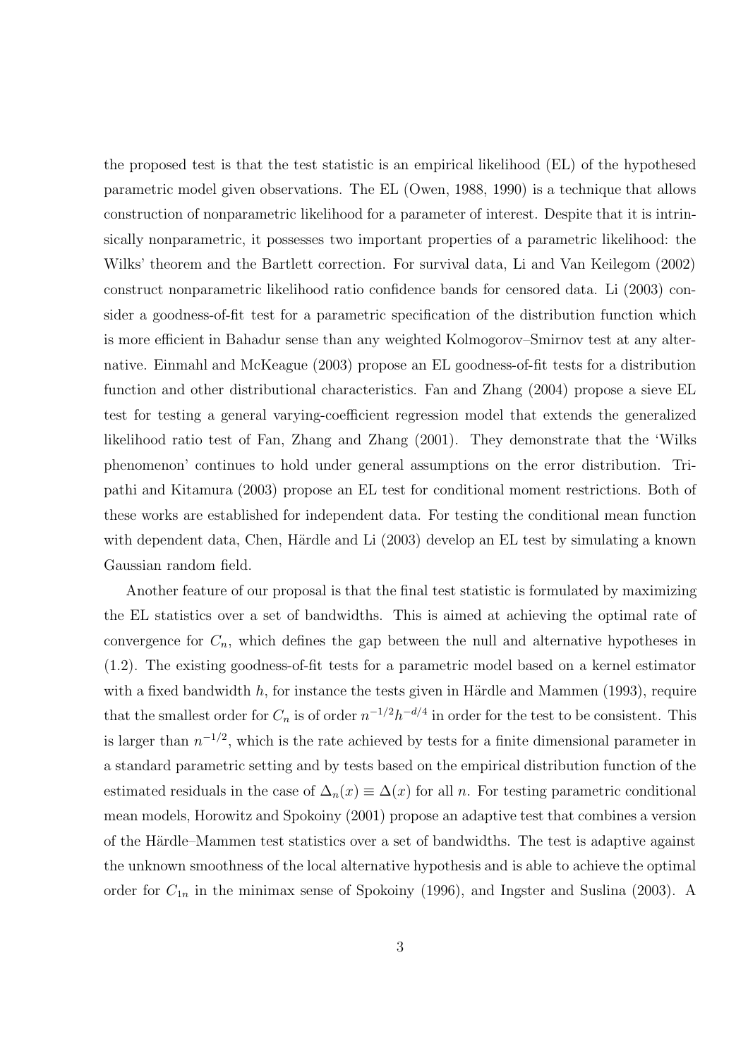the proposed test is that the test statistic is an empirical likelihood (EL) of the hypothesed parametric model given observations. The EL (Owen, 1988, 1990) is a technique that allows construction of nonparametric likelihood for a parameter of interest. Despite that it is intrinsically nonparametric, it possesses two important properties of a parametric likelihood: the Wilks' theorem and the Bartlett correction. For survival data, Li and Van Keilegom (2002) construct nonparametric likelihood ratio confidence bands for censored data. Li (2003) consider a goodness-of-fit test for a parametric specification of the distribution function which is more efficient in Bahadur sense than any weighted Kolmogorov–Smirnov test at any alternative. Einmahl and McKeague (2003) propose an EL goodness-of-fit tests for a distribution function and other distributional characteristics. Fan and Zhang (2004) propose a sieve EL test for testing a general varying-coefficient regression model that extends the generalized likelihood ratio test of Fan, Zhang and Zhang (2001). They demonstrate that the 'Wilks phenomenon' continues to hold under general assumptions on the error distribution. Tripathi and Kitamura (2003) propose an EL test for conditional moment restrictions. Both of these works are established for independent data. For testing the conditional mean function with dependent data, Chen, Härdle and Li (2003) develop an EL test by simulating a known Gaussian random field.

Another feature of our proposal is that the final test statistic is formulated by maximizing the EL statistics over a set of bandwidths. This is aimed at achieving the optimal rate of convergence for $C_n$, which defines the gap between the null and alternative hypotheses in (1.2). The existing goodness-of-fit tests for a parametric model based on a kernel estimator with a fixed bandwidth $h$, for instance the tests given in Härdle and Mammen (1993), require that the smallest order for $C_n$ is of order $n^{-1/2}h^{-d/4}$ in order for the test to be consistent. This is larger than $n^{-1/2}$, which is the rate achieved by tests for a finite dimensional parameter in a standard parametric setting and by tests based on the empirical distribution function of the estimated residuals in the case of $\Delta_n(x) \equiv \Delta(x)$ for all $n$. For testing parametric conditional mean models, Horowitz and Spokoiny (2001) propose an adaptive test that combines a version of the Härdle–Mammen test statistics over a set of bandwidths. The test is adaptive against the unknown smoothness of the local alternative hypothesis and is able to achieve the optimal order for $C_{1n}$ in the minimax sense of Spokoiny (1996), and Ingster and Suslina (2003). A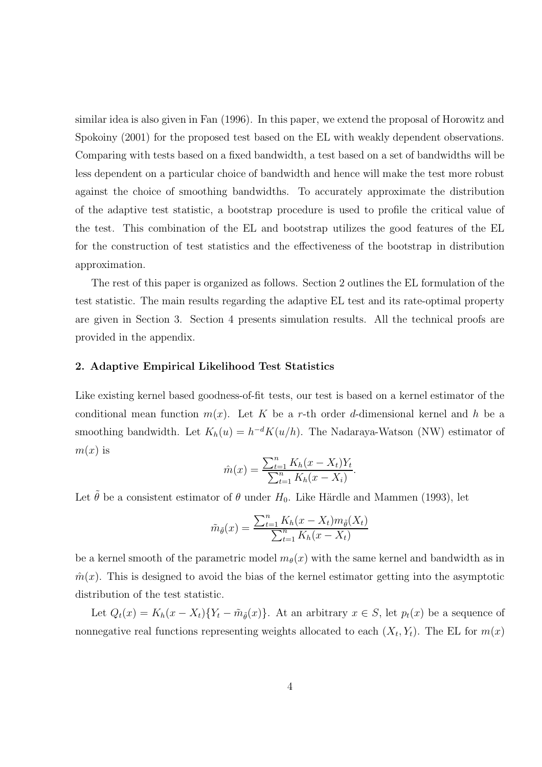similar idea is also given in Fan (1996). In this paper, we extend the proposal of Horowitz and Spokoiny (2001) for the proposed test based on the EL with weakly dependent observations. Comparing with tests based on a fixed bandwidth, a test based on a set of bandwidths will be less dependent on a particular choice of bandwidth and hence will make the test more robust against the choice of smoothing bandwidths. To accurately approximate the distribution of the adaptive test statistic, a bootstrap procedure is used to profile the critical value of the test. This combination of the EL and bootstrap utilizes the good features of the EL for the construction of test statistics and the effectiveness of the bootstrap in distribution approximation.

The rest of this paper is organized as follows. Section 2 outlines the EL formulation of the test statistic. The main results regarding the adaptive EL test and its rate-optimal property are given in Section 3. Section 4 presents simulation results. All the technical proofs are provided in the appendix.

## 2. Adaptive Empirical Likelihood Test Statistics

Like existing kernel based goodness-of-fit tests, our test is based on a kernel estimator of the conditional mean function $m(x)$. Let $K$ be a $r$-th order $d$-dimensional kernel and $h$ be a smoothing bandwidth. Let $K_h(u) = h^{-d}K(u/h)$. The Nadaraya-Watson (NW) estimator of $m(x)$ is

$$\hat{m}(x) = \frac{\sum_{t=1}^{n} K_h(x - X_t)Y_t}{\sum_{t=1}^{n} K_h(x - X_i)}.$$

Let $\tilde{\theta}$ be a consistent estimator of $\theta$ under $H_0$. Like Härdle and Mammen (1993), let

$$\tilde{m}_{\tilde{\theta}}(x) = \frac{\sum_{t=1}^{n} K_h(x - X_t)m_{\tilde{\theta}}(X_t)}{\sum_{t=1}^{n} K_h(x - X_t)}$$

be a kernel smooth of the parametric model $m_\theta(x)$ with the same kernel and bandwidth as in $\hat{m}(x)$. This is designed to avoid the bias of the kernel estimator getting into the asymptotic distribution of the test statistic.

Let $Q_t(x) = K_h(x - X_t)\{Y_t - \tilde{m}_{\tilde{\theta}}(x)\}$. At an arbitrary $x \in S$, let $p_t(x)$ be a sequence of nonnegative real functions representing weights allocated to each $(X_t, Y_t)$. The EL for $m(x)$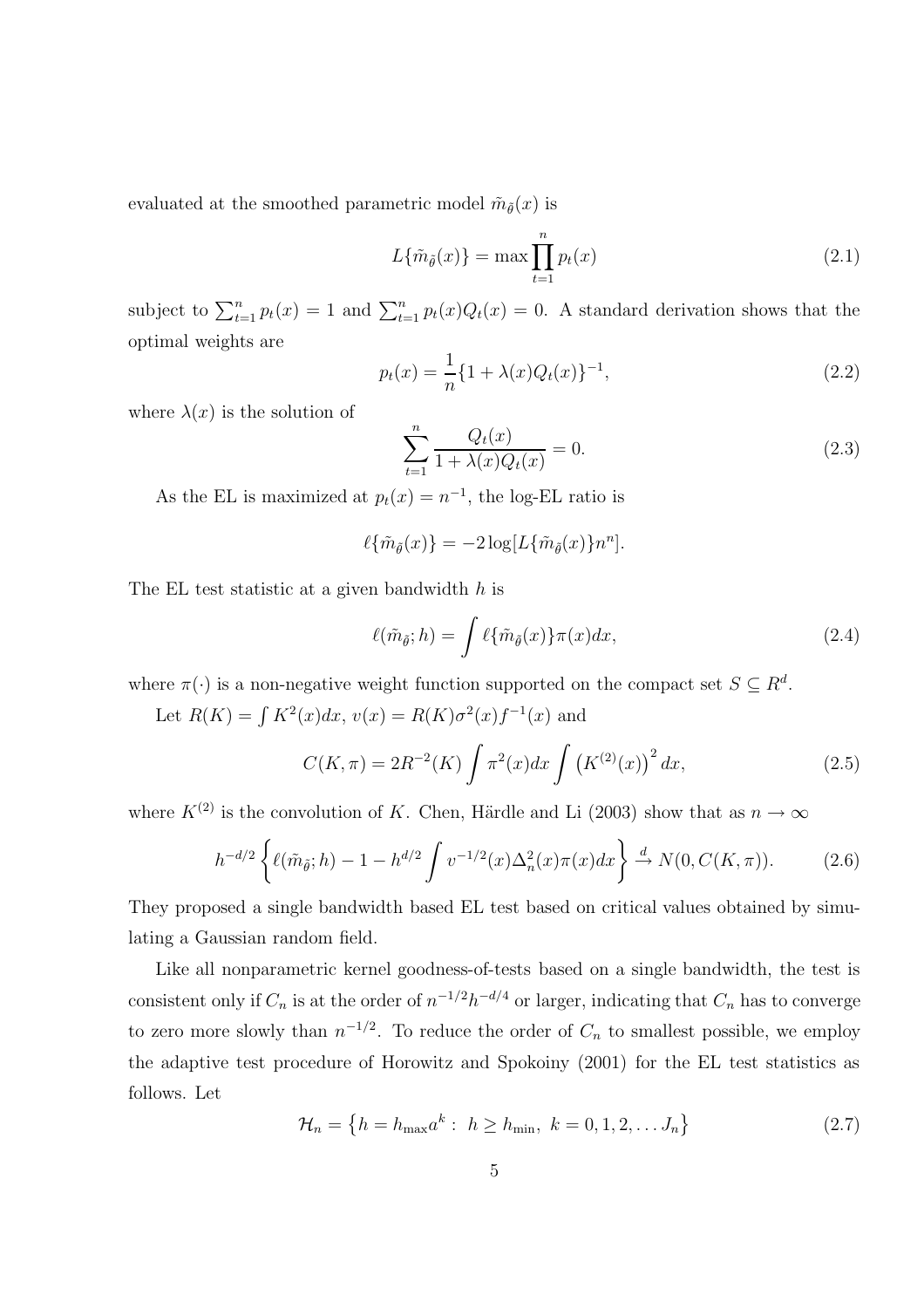evaluated at the smoothed parametric model $\tilde{m}_{\tilde{\theta}}(x)$ is

$$L\{\tilde{m}_{\tilde{\theta}}(x)\} = \max \prod_{t=1}^{n} p_t(x) \tag{2.1}$$

subject to $\sum_{t=1}^{n} p_t(x) = 1$ and $\sum_{t=1}^{n} p_t(x) Q_t(x) = 0$. A standard derivation shows that the optimal weights are

$$p_t(x) = \frac{1}{n}\{1 + \lambda(x) Q_t(x)\}^{-1}, \tag{2.2}$$

where $\lambda(x)$ is the solution of

$$\sum_{t=1}^{n} \frac{Q_t(x)}{1 + \lambda(x) Q_t(x)} = 0. \tag{2.3}$$

As the EL is maximized at $p_t(x) = n^{-1}$, the log-EL ratio is

$$\ell\{\tilde{m}_{\tilde{\theta}}(x)\} = -2 \log[L\{\tilde{m}_{\tilde{\theta}}(x)\} n^n].$$

The EL test statistic at a given bandwidth $h$ is

$$\ell(\tilde{m}_{\tilde{\theta}}; h) = \int \ell\{\tilde{m}_{\tilde{\theta}}(x)\} \pi(x) dx, \tag{2.4}$$

where $\pi(\cdot)$ is a non-negative weight function supported on the compact set $S \subseteq R^d$.

Let $R(K) = \int K^2(x) dx$, $v(x) = R(K)\sigma^2(x) f^{-1}(x)$ and

$$C(K, \pi) = 2R^{-2}(K) \int \pi^2(x) dx \int \left(K^{(2)}(x)\right)^2 dx, \tag{2.5}$$

where $K^{(2)}$ is the convolution of $K$. Chen, Härdle and Li (2003) show that as $n \to \infty$

$$h^{-d/2} \left\{ \ell(\tilde{m}_{\tilde{\theta}}; h) - 1 - h^{d/2} \int v^{-1/2}(x) \Delta_n^2(x) \pi(x) dx \right\} \xrightarrow{d} N(0, C(K, \pi)). \tag{2.6}$$

They proposed a single bandwidth based EL test based on critical values obtained by simulating a Gaussian random field.

Like all nonparametric kernel goodness-of-tests based on a single bandwidth, the test is consistent only if $C_n$ is at the order of $n^{-1/2} h^{-d/4}$ or larger, indicating that $C_n$ has to converge to zero more slowly than $n^{-1/2}$. To reduce the order of $C_n$ to smallest possible, we employ the adaptive test procedure of Horowitz and Spokoiny (2001) for the EL test statistics as follows. Let

$$\mathcal{H}_n = \left\{ h = h_{\max} a^k : \ h \geq h_{\min}, \ k = 0, 1, 2, \ldots J_n \right\} \tag{2.7}$$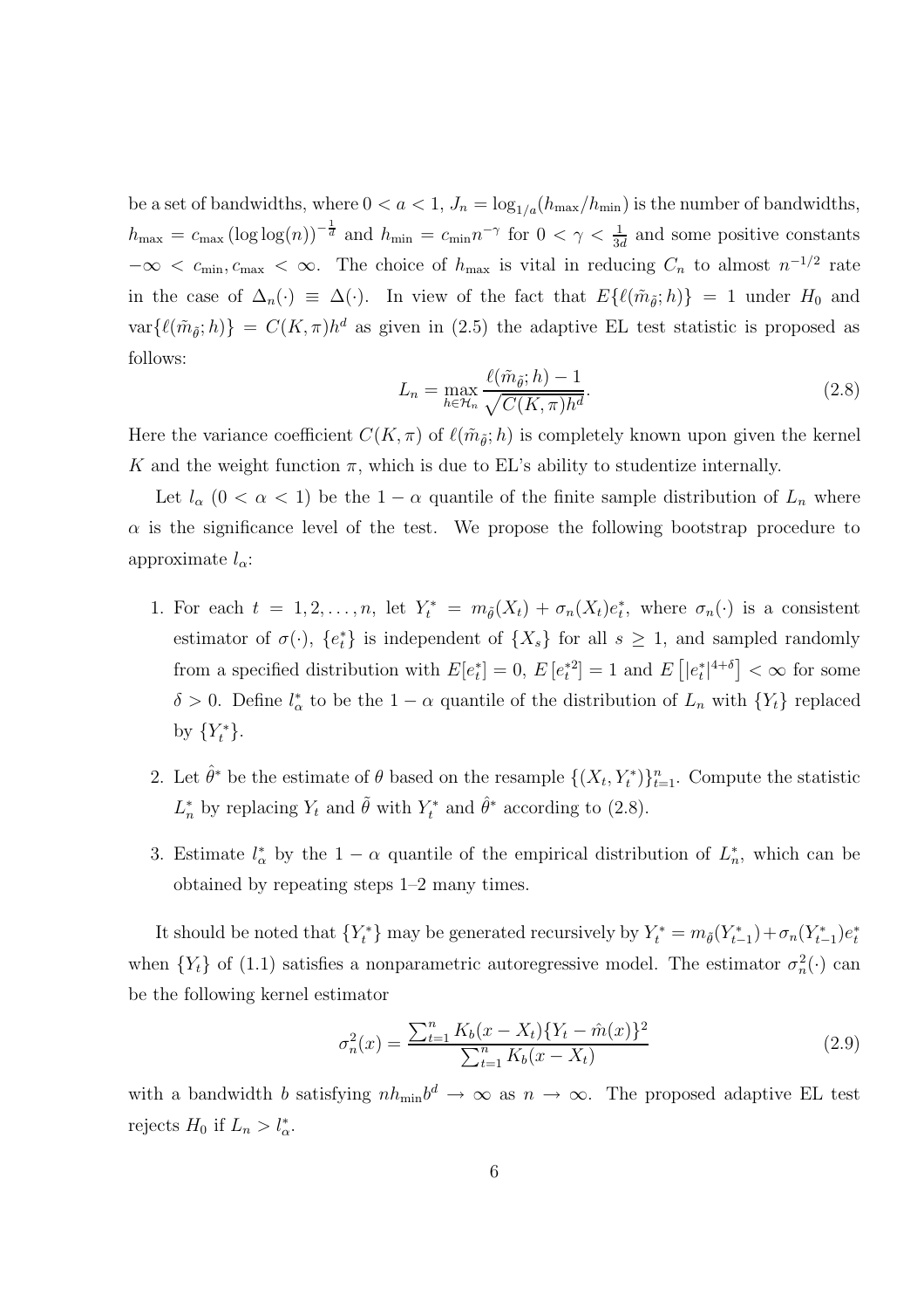be a set of bandwidths, where $0 < a < 1$, $J_n = \log_{1/a}(h_{\max}/h_{\min})$ is the number of bandwidths, $h_{\max} = c_{\max} (\log\log(n))^{-\frac{1}{d}}$ and $h_{\min} = c_{\min} n^{-\gamma}$ for $0 < \gamma < \frac{1}{3d}$ and some positive constants $-\infty < c_{\min}, c_{\max} < \infty$. The choice of $h_{\max}$ is vital in reducing $C_n$ to almost $n^{-1/2}$ rate in the case of $\Delta_n(\cdot) \equiv \Delta(\cdot)$. In view of the fact that $E\{\ell(\tilde{m}_{\tilde{\theta}}; h)\} = 1$ under $H_0$ and $\text{var}\{\ell(\tilde{m}_{\tilde{\theta}}; h)\} = C(K, \pi)h^d$ as given in (2.5) the adaptive EL test statistic is proposed as follows:

$$L_n = \max_{h \in \mathcal{H}_n} \frac{\ell(\tilde{m}_{\tilde{\theta}}; h) - 1}{\sqrt{C(K, \pi)h^d}}. \tag{2.8}$$

Here the variance coefficient $C(K, \pi)$ of $\ell(\tilde{m}_{\tilde{\theta}}; h)$ is completely known upon given the kernel $K$ and the weight function $\pi$, which is due to EL's ability to studentize internally.

Let $l_\alpha$ ($0 < \alpha < 1$) be the $1 - \alpha$ quantile of the finite sample distribution of $L_n$ where $\alpha$ is the significance level of the test. We propose the following bootstrap procedure to approximate $l_\alpha$:

1. For each $t = 1, 2, \ldots, n$, let $Y_t^* = m_{\tilde{\theta}}(X_t) + \sigma_n(X_t)e_t^*$, where $\sigma_n(\cdot)$ is a consistent estimator of $\sigma(\cdot)$, $\{e_t^*\}$ is independent of $\{X_s\}$ for all $s \geq 1$, and sampled randomly from a specified distribution with $E[e_t^*] = 0$, $E\left[e_t^{*2}\right] = 1$ and $E\left[|e_t^*|^{4+\delta}\right] < \infty$ for some $\delta > 0$. Define $l_\alpha^*$ to be the $1 - \alpha$ quantile of the distribution of $L_n$ with $\{Y_t\}$ replaced by $\{Y_t^*\}$.

2. Let $\hat{\theta}^*$ be the estimate of $\theta$ based on the resample $\{(X_t, Y_t^*)\}_{t=1}^n$. Compute the statistic $L_n^*$ by replacing $Y_t$ and $\tilde{\theta}$ with $Y_t^*$ and $\hat{\theta}^*$ according to (2.8).

3. Estimate $l_\alpha^*$ by the $1 - \alpha$ quantile of the empirical distribution of $L_n^*$, which can be obtained by repeating steps 1–2 many times.

It should be noted that $\{Y_t^*\}$ may be generated recursively by $Y_t^* = m_{\tilde{\theta}}(Y_{t-1}^*) + \sigma_n(Y_{t-1}^*)e_t^*$ when $\{Y_t\}$ of (1.1) satisfies a nonparametric autoregressive model. The estimator $\sigma_n^2(\cdot)$ can be the following kernel estimator

$$\sigma_n^2(x) = \frac{\sum_{t=1}^n K_b(x - X_t)\{Y_t - \hat{m}(x)\}^2}{\sum_{t=1}^n K_b(x - X_t)} \tag{2.9}$$

with a bandwidth $b$ satisfying $nh_{\min}b^d \to \infty$ as $n \to \infty$. The proposed adaptive EL test rejects $H_0$ if $L_n > l_\alpha^*$.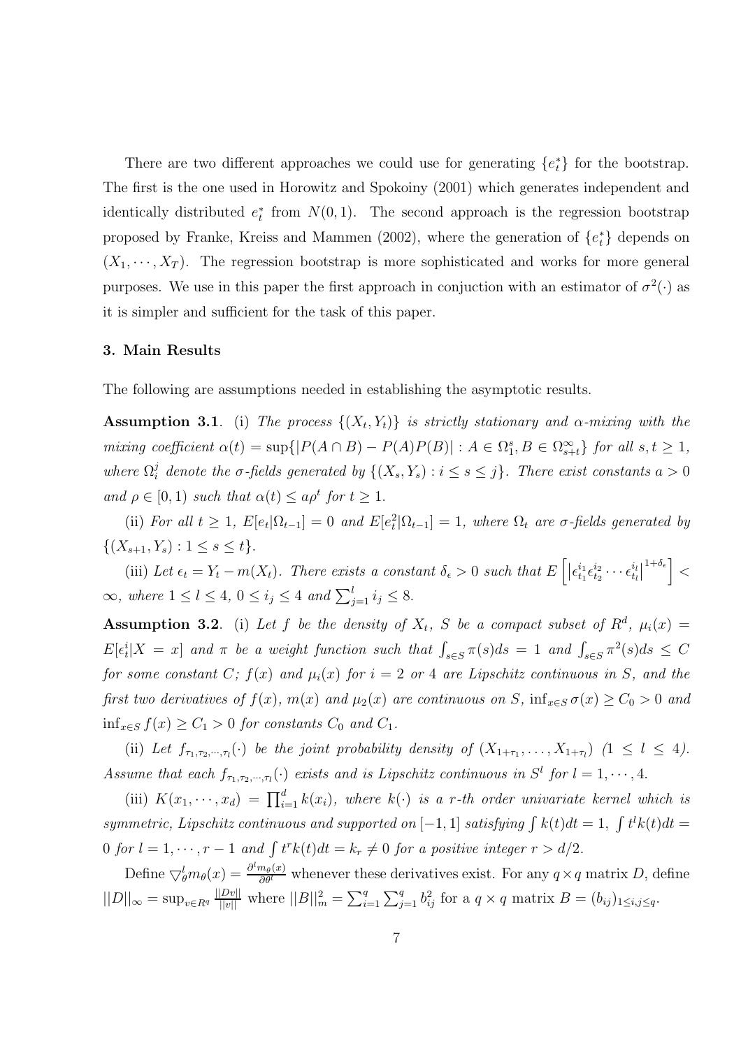There are two different approaches we could use for generating $\{e_t^*\}$ for the bootstrap. The first is the one used in Horowitz and Spokoiny (2001) which generates independent and identically distributed $e_t^*$ from $N(0,1)$. The second approach is the regression bootstrap proposed by Franke, Kreiss and Mammen (2002), where the generation of $\{e_t^*\}$ depends on $(X_1, \cdots, X_T)$. The regression bootstrap is more sophisticated and works for more general purposes. We use in this paper the first approach in conjuction with an estimator of $\sigma^2(\cdot)$ as it is simpler and sufficient for the task of this paper.

### 3. Main Results

The following are assumptions needed in establishing the asymptotic results.

**Assumption 3.1**. (i) *The process $\{(X_t, Y_t)\}$ is strictly stationary and $\alpha$-mixing with the mixing coefficient $\alpha(t) = \sup\{|P(A \cap B) - P(A)P(B)| : A \in \Omega_1^s, B \in \Omega_{s+t}^\infty\}$ for all $s, t \geq 1$, where $\Omega_i^j$ denote the $\sigma$-fields generated by $\{(X_s, Y_s) : i \leq s \leq j\}$. There exist constants $a > 0$ and $\rho \in [0, 1)$ such that $\alpha(t) \leq a\rho^t$ for $t \geq 1$.*

(ii) *For all $t \geq 1$, $E[e_t|\Omega_{t-1}] = 0$ and $E[e_t^2|\Omega_{t-1}] = 1$, where $\Omega_t$ are $\sigma$-fields generated by $\{(X_{s+1}, Y_s) : 1 \leq s \leq t\}$.*

(iii) *Let $\epsilon_t = Y_t - m(X_t)$. There exists a constant $\delta_\epsilon > 0$ such that $E\left[\left|\epsilon_{t_1}^{i_1}\epsilon_{t_2}^{i_2}\cdots\epsilon_{t_l}^{i_l}\right|^{1+\delta_\epsilon}\right] < \infty$, where $1 \leq l \leq 4$, $0 \leq i_j \leq 4$ and $\sum_{j=1}^l i_j \leq 8$.*

**Assumption 3.2**. (i) *Let $f$ be the density of $X_t$, $S$ be a compact subset of $R^d$, $\mu_i(x) = E[\epsilon_t^i|X = x]$ and $\pi$ be a weight function such that $\int_{s\in S}\pi(s)ds = 1$ and $\int_{s\in S}\pi^2(s)ds \leq C$ for some constant $C$; $f(x)$ and $\mu_i(x)$ for $i = 2$ or $4$ are Lipschitz continuous in $S$, and the first two derivatives of $f(x)$, $m(x)$ and $\mu_2(x)$ are continuous on $S$, $\inf_{x\in S}\sigma(x) \geq C_0 > 0$ and $\inf_{x\in S} f(x) \geq C_1 > 0$ for constants $C_0$ and $C_1$.*

(ii) *Let $f_{\tau_1,\tau_2,\cdots,\tau_l}(\cdot)$ be the joint probability density of $(X_{1+\tau_1}, \ldots, X_{1+\tau_l})$ $(1 \leq l \leq 4)$. Assume that each $f_{\tau_1,\tau_2,\cdots,\tau_l}(\cdot)$ exists and is Lipschitz continuous in $S^l$ for $l = 1, \cdots, 4$.*

(iii) *$K(x_1, \cdots, x_d) = \prod_{i=1}^d k(x_i)$, where $k(\cdot)$ is a $r$-th order univariate kernel which is symmetric, Lipschitz continuous and supported on $[-1, 1]$ satisfying $\int k(t)dt = 1$, $\int t^l k(t)dt = 0$ for $l = 1, \cdots, r-1$ and $\int t^r k(t)dt = k_r \neq 0$ for a positive integer $r > d/2$.*

Define $\bigtriangledown_\theta^l m_\theta(x) = \frac{\partial^l m_\theta(x)}{\partial \theta^l}$ whenever these derivatives exist. For any $q\times q$ matrix $D$, define $||D||_\infty = \sup_{v\in R^q}\frac{||Dv||}{||v||}$ where $||B||_m^2 = \sum_{i=1}^q\sum_{j=1}^q b_{ij}^2$ for a $q\times q$ matrix $B = (b_{ij})_{1\leq i,j\leq q}$.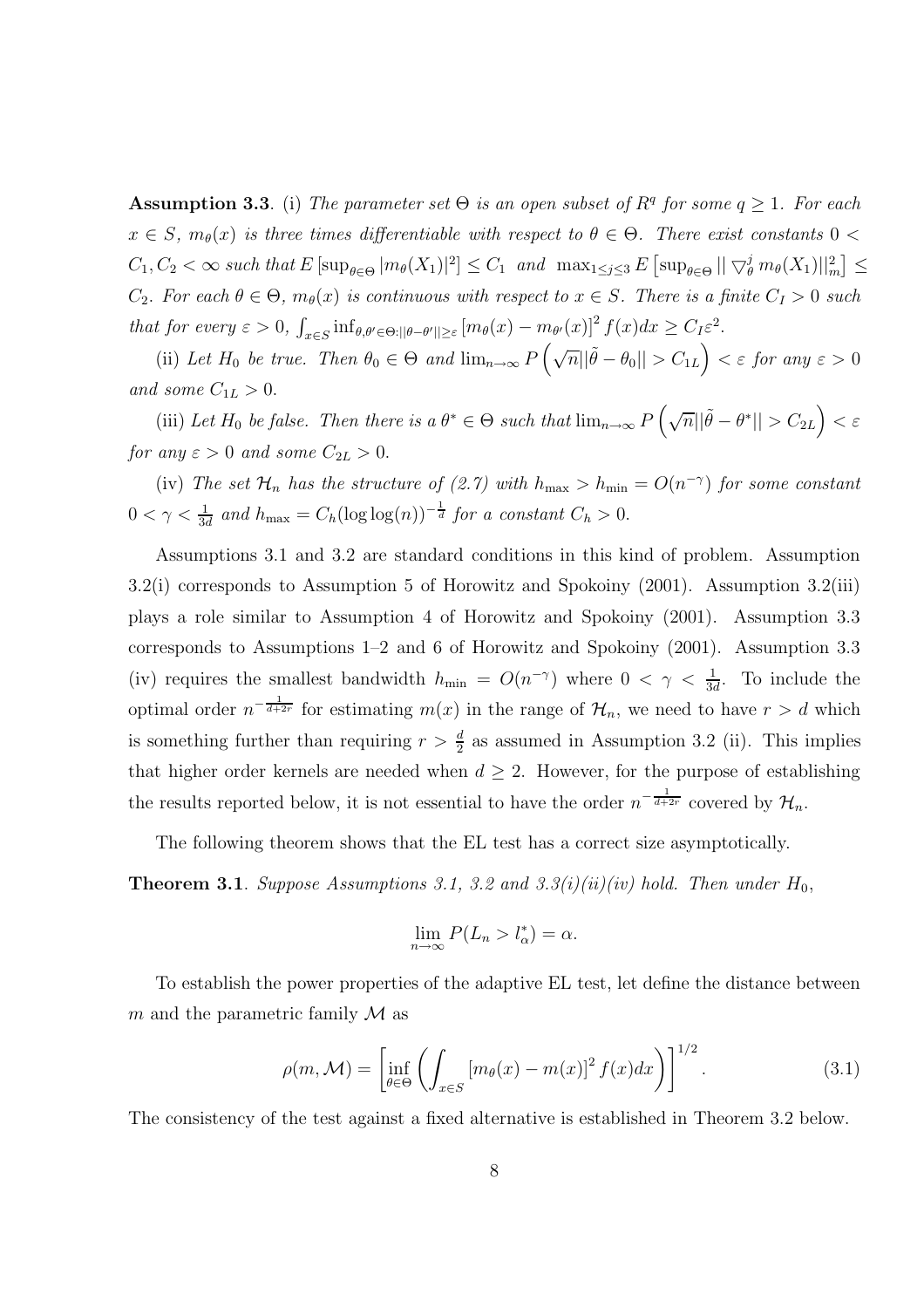**Assumption 3.3**. (i) *The parameter set $\Theta$ is an open subset of $R^q$ for some $q \geq 1$. For each $x \in S$, $m_\theta(x)$ is three times differentiable with respect to $\theta \in \Theta$. There exist constants $0 < C_1, C_2 < \infty$ such that $E\left[\sup_{\theta\in\Theta} |m_\theta(X_1)|^2\right] \leq C_1$ and $\max_{1\leq j\leq 3} E\left[\sup_{\theta\in\Theta} || \bigtriangledown_\theta^j m_\theta(X_1)||_m^2\right] \leq C_2$. For each $\theta \in \Theta$, $m_\theta(x)$ is continuous with respect to $x \in S$. There is a finite $C_I > 0$ such that for every $\varepsilon > 0$, $\int_{x\in S} \inf_{\theta,\theta'\in\Theta:||\theta-\theta'||\geq\varepsilon} \left[m_\theta(x) - m_{\theta'}(x)\right]^2 f(x)dx \geq C_I\varepsilon^2$.*

(ii) *Let $H_0$ be true. Then $\theta_0 \in \Theta$ and $\lim_{n\to\infty} P\left(\sqrt{n}||\tilde{\theta} - \theta_0|| > C_{1L}\right) < \varepsilon$ for any $\varepsilon > 0$ and some $C_{1L} > 0$.*

(iii) *Let $H_0$ be false. Then there is a $\theta^* \in \Theta$ such that $\lim_{n\to\infty} P\left(\sqrt{n}||\tilde{\theta} - \theta^*|| > C_{2L}\right) < \varepsilon$ for any $\varepsilon > 0$ and some $C_{2L} > 0$.*

(iv) *The set $\mathcal{H}_n$ has the structure of (2.7) with $h_{\max} > h_{\min} = O(n^{-\gamma})$ for some constant $0 < \gamma < \frac{1}{3d}$ and $h_{\max} = C_h(\log\log(n))^{-\frac{1}{d}}$ for a constant $C_h > 0$.*

Assumptions 3.1 and 3.2 are standard conditions in this kind of problem. Assumption 3.2(i) corresponds to Assumption 5 of Horowitz and Spokoiny (2001). Assumption 3.2(iii) plays a role similar to Assumption 4 of Horowitz and Spokoiny (2001). Assumption 3.3 corresponds to Assumptions 1–2 and 6 of Horowitz and Spokoiny (2001). Assumption 3.3 (iv) requires the smallest bandwidth $h_{\min} = O(n^{-\gamma})$ where $0 < \gamma < \frac{1}{3d}$. To include the optimal order $n^{-\frac{1}{d+2r}}$ for estimating $m(x)$ in the range of $\mathcal{H}_n$, we need to have $r > d$ which is something further than requiring $r > \frac{d}{2}$ as assumed in Assumption 3.2 (ii). This implies that higher order kernels are needed when $d \geq 2$. However, for the purpose of establishing the results reported below, it is not essential to have the order $n^{-\frac{1}{d+2r}}$ covered by $\mathcal{H}_n$.

The following theorem shows that the EL test has a correct size asymptotically.

**Theorem 3.1**. *Suppose Assumptions 3.1, 3.2 and 3.3(i)(ii)(iv) hold. Then under $H_0$,*

$$\lim_{n\to\infty} P(L_n > l_\alpha^*) = \alpha.$$

To establish the power properties of the adaptive EL test, let define the distance between $m$ and the parametric family $\mathcal{M}$ as

$$\rho(m, \mathcal{M}) = \left[\inf_{\theta\in\Theta}\left(\int_{x\in S}\left[m_\theta(x) - m(x)\right]^2 f(x)dx\right)\right]^{1/2}. \tag{3.1}$$

The consistency of the test against a fixed alternative is established in Theorem 3.2 below.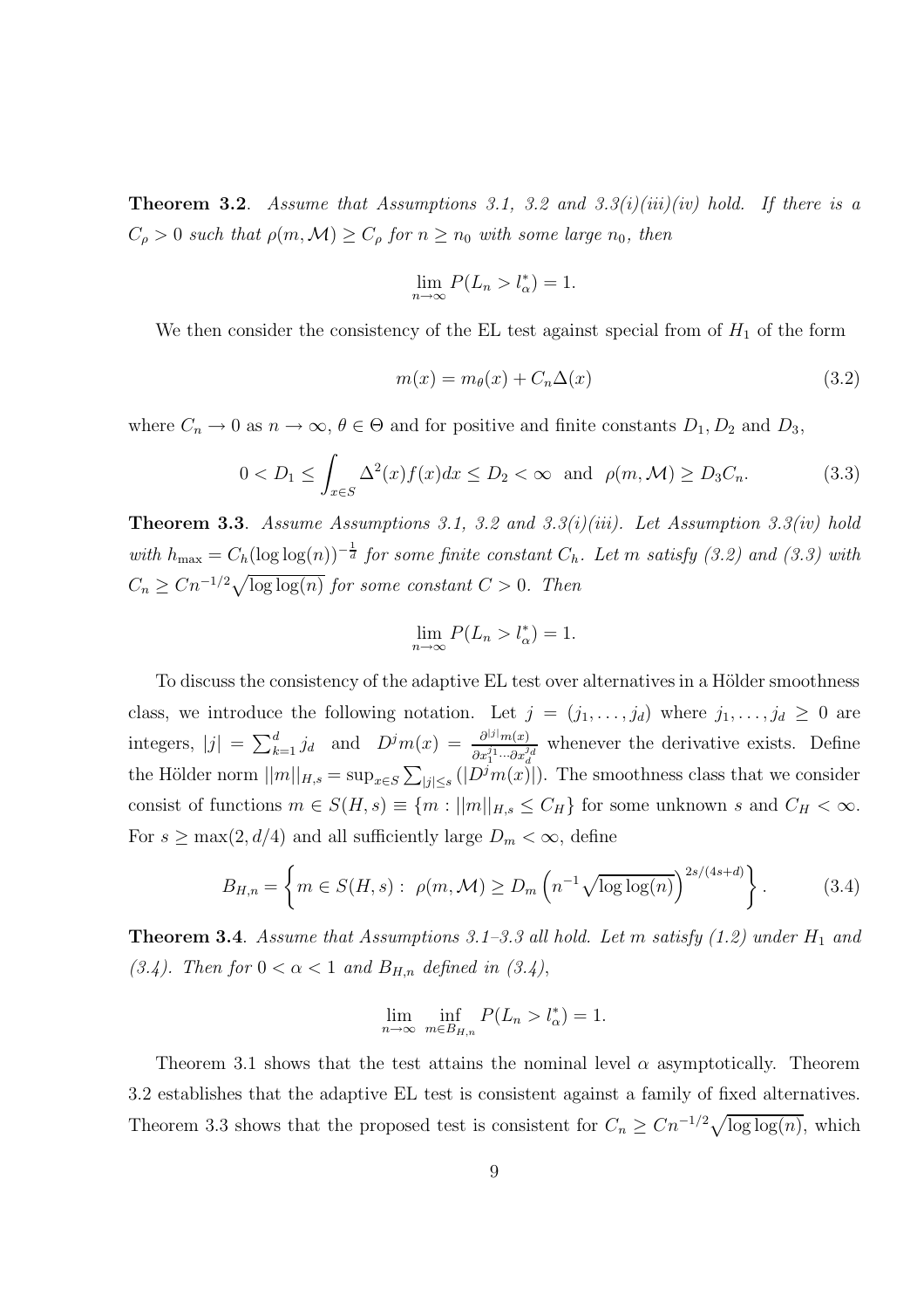**Theorem 3.2**. *Assume that Assumptions 3.1, 3.2 and 3.3(i)(iii)(iv) hold. If there is a $C_\rho > 0$ such that $\rho(m, \mathcal{M}) \geq C_\rho$ for $n \geq n_0$ with some large $n_0$, then*

$$\lim_{n\to\infty} P(L_n > l_\alpha^*) = 1.$$

We then consider the consistency of the EL test against special from of $H_1$ of the form

$$m(x) = m_\theta(x) + C_n \Delta(x) \tag{3.2}$$

where $C_n \to 0$ as $n \to \infty$, $\theta \in \Theta$ and for positive and finite constants $D_1, D_2$ and $D_3$,

$$0 < D_1 \leq \int_{x \in S} \Delta^2(x) f(x) dx \leq D_2 < \infty \quad \text{and} \quad \rho(m, \mathcal{M}) \geq D_3 C_n. \tag{3.3}$$

**Theorem 3.3**. *Assume Assumptions 3.1, 3.2 and 3.3(i)(iii). Let Assumption 3.3(iv) hold with $h_{\max} = C_h(\log\log(n))^{-\frac{1}{d}}$ for some finite constant $C_h$. Let $m$ satisfy (3.2) and (3.3) with $C_n \geq C n^{-1/2}\sqrt{\log\log(n)}$ for some constant $C > 0$. Then*

$$\lim_{n\to\infty} P(L_n > l_\alpha^*) = 1.$$

To discuss the consistency of the adaptive EL test over alternatives in a Hölder smoothness class, we introduce the following notation. Let $j = (j_1, \ldots, j_d)$ where $j_1, \ldots, j_d \geq 0$ are integers, $|j| = \sum_{k=1}^d j_d$ and $D^j m(x) = \frac{\partial^{|j|} m(x)}{\partial x_1^{j_1} \cdots \partial x_d^{j_d}}$ whenever the derivative exists. Define the Hölder norm $||m||_{H,s} = \sup_{x \in S} \sum_{|j| \leq s} (|D^j m(x)|)$. The smoothness class that we consider consist of functions $m \in S(H, s) \equiv \{m : ||m||_{H,s} \leq C_H\}$ for some unknown $s$ and $C_H < \infty$. For $s \geq \max(2, d/4)$ and all sufficiently large $D_m < \infty$, define

$$B_{H,n} = \left\{ m \in S(H,s) : \ \rho(m, \mathcal{M}) \geq D_m \left(n^{-1}\sqrt{\log\log(n)}\right)^{2s/(4s+d)} \right\}. \tag{3.4}$$

**Theorem 3.4**. *Assume that Assumptions 3.1–3.3 all hold. Let $m$ satisfy (1.2) under $H_1$ and (3.4). Then for $0 < \alpha < 1$ and $B_{H,n}$ defined in (3.4),*

$$\lim_{n\to\infty} \inf_{m \in B_{H,n}} P(L_n > l_\alpha^*) = 1.$$

Theorem 3.1 shows that the test attains the nominal level $\alpha$ asymptotically. Theorem 3.2 establishes that the adaptive EL test is consistent against a family of fixed alternatives. Theorem 3.3 shows that the proposed test is consistent for $C_n \geq C n^{-1/2}\sqrt{\log\log(n)}$, which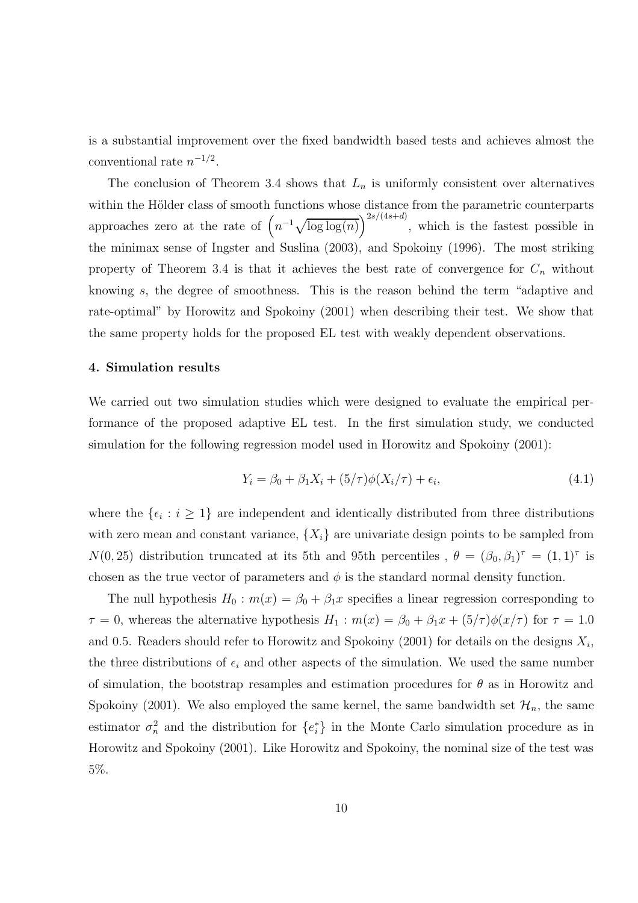is a substantial improvement over the fixed bandwidth based tests and achieves almost the conventional rate $n^{-1/2}$.

The conclusion of Theorem 3.4 shows that $L_n$ is uniformly consistent over alternatives within the Hölder class of smooth functions whose distance from the parametric counterparts approaches zero at the rate of $\left(n^{-1}\sqrt{\log\log(n)}\right)^{2s/(4s+d)}$, which is the fastest possible in the minimax sense of Ingster and Suslina (2003), and Spokoiny (1996). The most striking property of Theorem 3.4 is that it achieves the best rate of convergence for $C_n$ without knowing $s$, the degree of smoothness. This is the reason behind the term "adaptive and rate-optimal" by Horowitz and Spokoiny (2001) when describing their test. We show that the same property holds for the proposed EL test with weakly dependent observations.

## 4. Simulation results

We carried out two simulation studies which were designed to evaluate the empirical performance of the proposed adaptive EL test. In the first simulation study, we conducted simulation for the following regression model used in Horowitz and Spokoiny (2001):

$$Y_i = \beta_0 + \beta_1 X_i + (5/\tau)\phi(X_i/\tau) + \epsilon_i, \tag{4.1}$$

where the $\{\epsilon_i : i \geq 1\}$ are independent and identically distributed from three distributions with zero mean and constant variance, $\{X_i\}$ are univariate design points to be sampled from $N(0, 25)$ distribution truncated at its 5th and 95th percentiles , $\theta = (\beta_0, \beta_1)^\tau = (1, 1)^\tau$ is chosen as the true vector of parameters and $\phi$ is the standard normal density function.

The null hypothesis $H_0 : m(x) = \beta_0 + \beta_1 x$ specifies a linear regression corresponding to $\tau = 0$, whereas the alternative hypothesis $H_1 : m(x) = \beta_0 + \beta_1 x + (5/\tau)\phi(x/\tau)$ for $\tau = 1.0$ and 0.5. Readers should refer to Horowitz and Spokoiny (2001) for details on the designs $X_i$, the three distributions of $\epsilon_i$ and other aspects of the simulation. We used the same number of simulation, the bootstrap resamples and estimation procedures for $\theta$ as in Horowitz and Spokoiny (2001). We also employed the same kernel, the same bandwidth set $\mathcal{H}_n$, the same estimator $\sigma_n^2$ and the distribution for $\{e_i^*\}$ in the Monte Carlo simulation procedure as in Horowitz and Spokoiny (2001). Like Horowitz and Spokoiny, the nominal size of the test was 5%.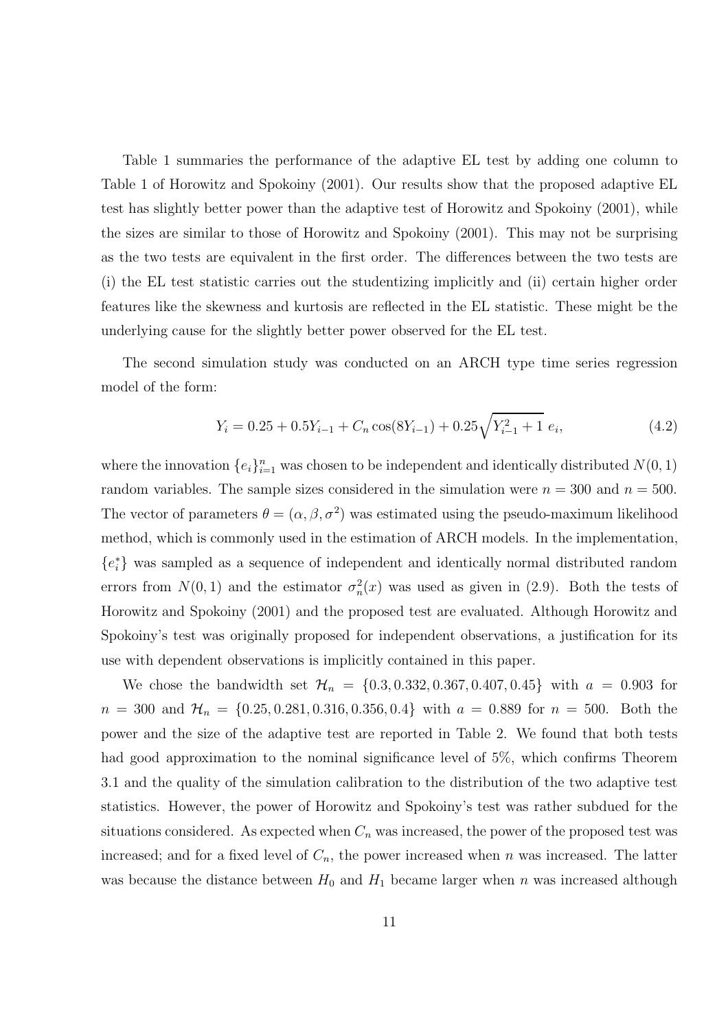Table 1 summaries the performance of the adaptive EL test by adding one column to Table 1 of Horowitz and Spokoiny (2001). Our results show that the proposed adaptive EL test has slightly better power than the adaptive test of Horowitz and Spokoiny (2001), while the sizes are similar to those of Horowitz and Spokoiny (2001). This may not be surprising as the two tests are equivalent in the first order. The differences between the two tests are (i) the EL test statistic carries out the studentizing implicitly and (ii) certain higher order features like the skewness and kurtosis are reflected in the EL statistic. These might be the underlying cause for the slightly better power observed for the EL test.

The second simulation study was conducted on an ARCH type time series regression model of the form:

$$Y_i = 0.25 + 0.5Y_{i-1} + C_n \cos(8Y_{i-1}) + 0.25\sqrt{Y_{i-1}^2 + 1}\; e_i, \tag{4.2}$$

where the innovation $\{e_i\}_{i=1}^n$ was chosen to be independent and identically distributed $N(0,1)$ random variables. The sample sizes considered in the simulation were $n = 300$ and $n = 500$. The vector of parameters $\theta = (\alpha, \beta, \sigma^2)$ was estimated using the pseudo-maximum likelihood method, which is commonly used in the estimation of ARCH models. In the implementation, $\{e_i^*\}$ was sampled as a sequence of independent and identically normal distributed random errors from $N(0,1)$ and the estimator $\sigma_n^2(x)$ was used as given in (2.9). Both the tests of Horowitz and Spokoiny (2001) and the proposed test are evaluated. Although Horowitz and Spokoiny's test was originally proposed for independent observations, a justification for its use with dependent observations is implicitly contained in this paper.

We chose the bandwidth set $\mathcal{H}_n = \{0.3, 0.332, 0.367, 0.407, 0.45\}$ with $a = 0.903$ for $n = 300$ and $\mathcal{H}_n = \{0.25, 0.281, 0.316, 0.356, 0.4\}$ with $a = 0.889$ for $n = 500$. Both the power and the size of the adaptive test are reported in Table 2. We found that both tests had good approximation to the nominal significance level of 5%, which confirms Theorem 3.1 and the quality of the simulation calibration to the distribution of the two adaptive test statistics. However, the power of Horowitz and Spokoiny's test was rather subdued for the situations considered. As expected when $C_n$ was increased, the power of the proposed test was increased; and for a fixed level of $C_n$, the power increased when $n$ was increased. The latter was because the distance between $H_0$ and $H_1$ became larger when $n$ was increased although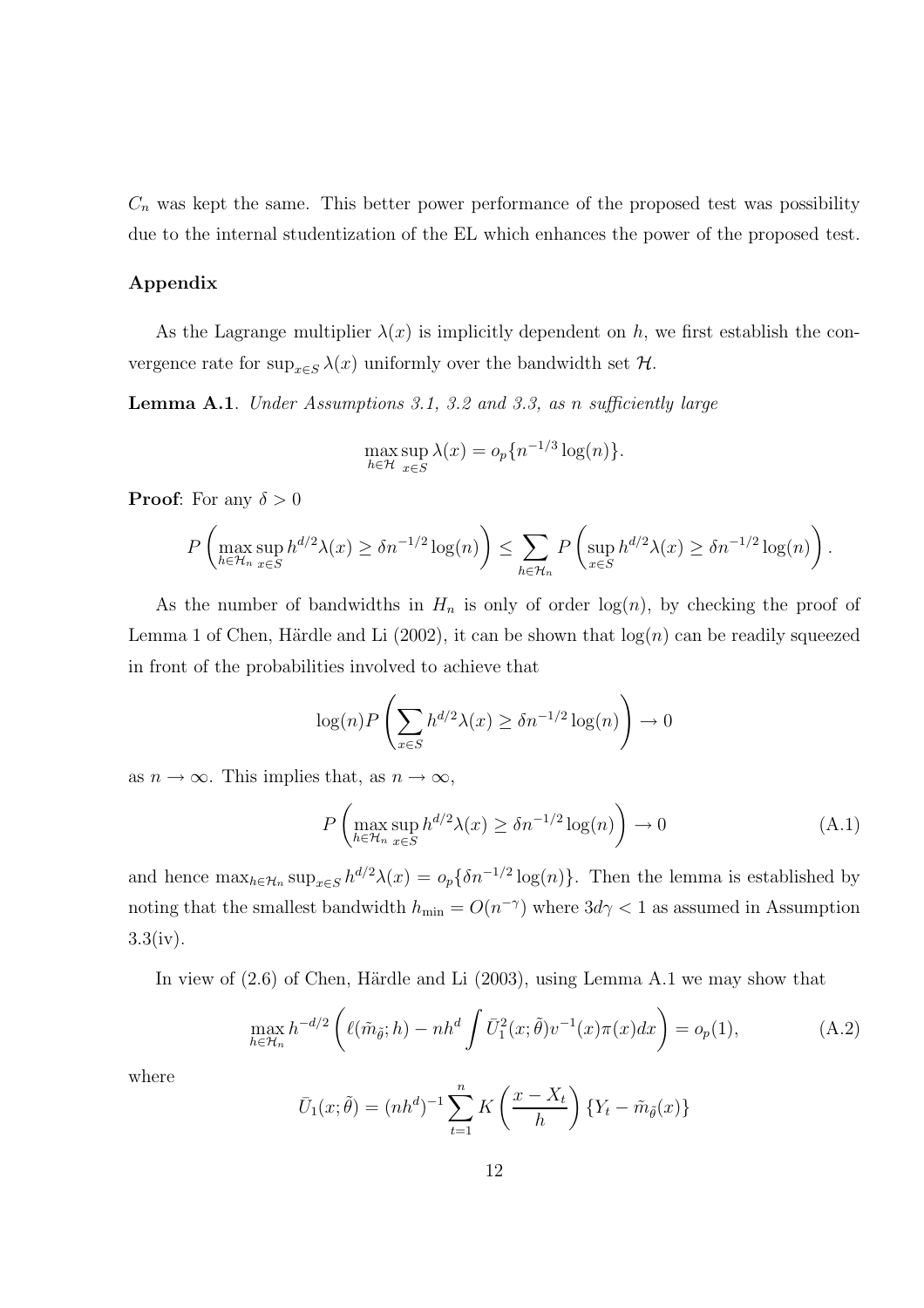$C_n$ was kept the same. This better power performance of the proposed test was possibility due to the internal studentization of the EL which enhances the power of the proposed test.

## Appendix

As the Lagrange multiplier $\lambda(x)$ is implicitly dependent on $h$, we first establish the convergence rate for $\sup_{x \in S} \lambda(x)$ uniformly over the bandwidth set $\mathcal{H}$.

**Lemma A.1**. *Under Assumptions 3.1, 3.2 and 3.3, as n sufficiently large*

$$\max_{h \in \mathcal{H}} \sup_{x \in S} \lambda(x) = o_p\{n^{-1/3} \log(n)\}.$$

**Proof**: For any $\delta > 0$

$$P\left(\max_{h \in \mathcal{H}_n} \sup_{x \in S} h^{d/2} \lambda(x) \geq \delta n^{-1/2} \log(n)\right) \leq \sum_{h \in \mathcal{H}_n} P\left(\sup_{x \in S} h^{d/2} \lambda(x) \geq \delta n^{-1/2} \log(n)\right).$$

As the number of bandwidths in $H_n$ is only of order $\log(n)$, by checking the proof of Lemma 1 of Chen, Härdle and Li (2002), it can be shown that $\log(n)$ can be readily squeezed in front of the probabilities involved to achieve that

$$\log(n) P\left(\sum_{x \in S} h^{d/2} \lambda(x) \geq \delta n^{-1/2} \log(n)\right) \to 0$$

as $n \to \infty$. This implies that, as $n \to \infty$,

$$P\left(\max_{h \in \mathcal{H}_n} \sup_{x \in S} h^{d/2} \lambda(x) \geq \delta n^{-1/2} \log(n)\right) \to 0 \tag{A.1}$$

and hence $\max_{h \in \mathcal{H}_n} \sup_{x \in S} h^{d/2} \lambda(x) = o_p\{\delta n^{-1/2} \log(n)\}$. Then the lemma is established by noting that the smallest bandwidth $h_{\min} = O(n^{-\gamma})$ where $3d\gamma < 1$ as assumed in Assumption 3.3(iv).

In view of (2.6) of Chen, Härdle and Li (2003), using Lemma A.1 we may show that

$$\max_{h \in \mathcal{H}_n} h^{-d/2} \left(\ell(\tilde{m}_{\tilde{\theta}}; h) - nh^d \int \bar{U}_1^2(x; \tilde{\theta}) v^{-1}(x) \pi(x) dx\right) = o_p(1), \tag{A.2}$$

where

$$\bar{U}_1(x; \tilde{\theta}) = (nh^d)^{-1} \sum_{t=1}^{n} K\left(\frac{x - X_t}{h}\right) \{Y_t - \tilde{m}_{\tilde{\theta}}(x)\}$$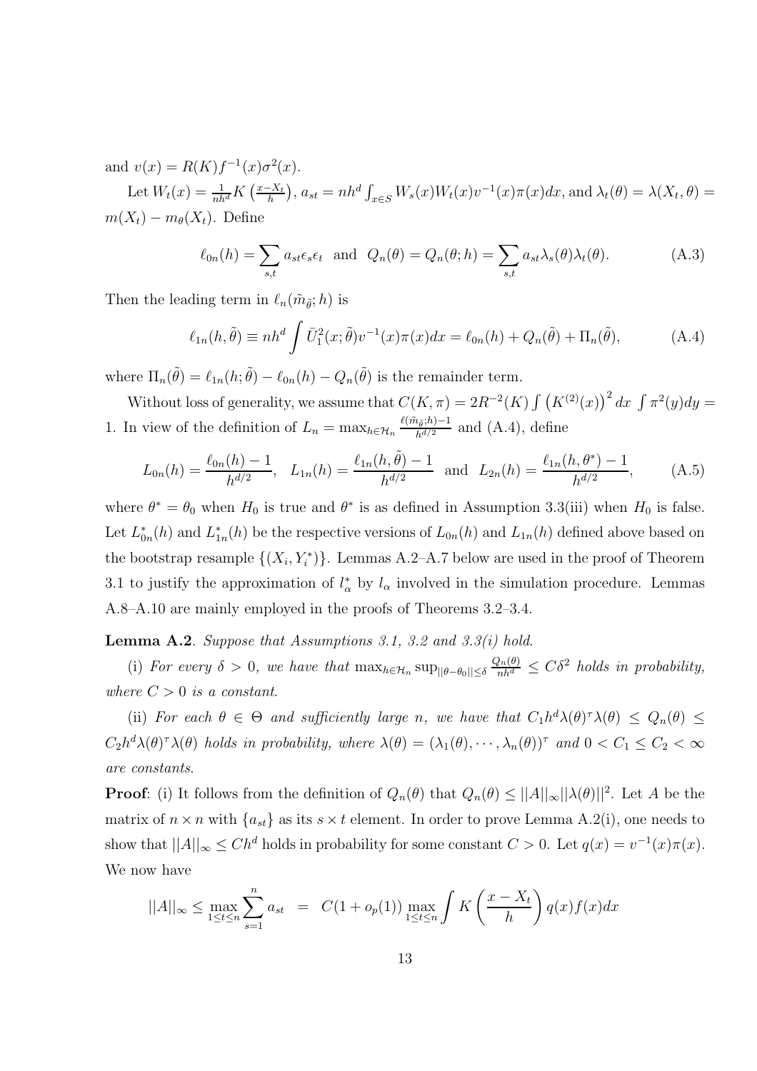and $v(x) = R(K)f^{-1}(x)\sigma^2(x)$.

Let $W_t(x) = \frac{1}{nh^d}K\left(\frac{x-X_t}{h}\right)$, $a_{st} = nh^d \int_{x\in S} W_s(x)W_t(x)v^{-1}(x)\pi(x)dx$, and $\lambda_t(\theta) = \lambda(X_t, \theta) = m(X_t) - m_\theta(X_t)$. Define

$$\ell_{0n}(h) = \sum_{s,t} a_{st}\epsilon_s\epsilon_t \quad \text{and} \quad Q_n(\theta) = Q_n(\theta; h) = \sum_{s,t} a_{st}\lambda_s(\theta)\lambda_t(\theta). \tag{A.3}$$

Then the leading term in $\ell_n(\tilde{m}_{\tilde{\theta}}; h)$ is

$$\ell_{1n}(h, \tilde{\theta}) \equiv nh^d \int \bar{U}_1^2(x; \tilde{\theta})v^{-1}(x)\pi(x)dx = \ell_{0n}(h) + Q_n(\tilde{\theta}) + \Pi_n(\tilde{\theta}), \tag{A.4}$$

where $\Pi_n(\tilde{\theta}) = \ell_{1n}(h; \tilde{\theta}) - \ell_{0n}(h) - Q_n(\tilde{\theta})$ is the remainder term.

Without loss of generality, we assume that $C(K, \pi) = 2R^{-2}(K)\int \left(K^{(2)}(x)\right)^2 dx \int \pi^2(y)dy = 1$. In view of the definition of $L_n = \max_{h\in\mathcal{H}_n} \frac{\ell(\tilde{m}_{\tilde{\theta}}; h)-1}{h^{d/2}}$ and (A.4), define

$$L_{0n}(h) = \frac{\ell_{0n}(h) - 1}{h^{d/2}}, \quad L_{1n}(h) = \frac{\ell_{1n}(h, \tilde{\theta}) - 1}{h^{d/2}} \quad \text{and} \quad L_{2n}(h) = \frac{\ell_{1n}(h, \theta^*) - 1}{h^{d/2}}, \tag{A.5}$$

where $\theta^* = \theta_0$ when $H_0$ is true and $\theta^*$ is as defined in Assumption 3.3(iii) when $H_0$ is false. Let $L_{0n}^*(h)$ and $L_{1n}^*(h)$ be the respective versions of $L_{0n}(h)$ and $L_{1n}(h)$ defined above based on the bootstrap resample $\{(X_i, Y_i^*)\}$. Lemmas A.2–A.7 below are used in the proof of Theorem 3.1 to justify the approximation of $l_\alpha^*$ by $l_\alpha$ involved in the simulation procedure. Lemmas A.8–A.10 are mainly employed in the proofs of Theorems 3.2–3.4.

**Lemma A.2**. *Suppose that Assumptions 3.1, 3.2 and 3.3(i) hold.*

(i) *For every $\delta > 0$, we have that $\max_{h\in\mathcal{H}_n} \sup_{||\theta-\theta_0||\leq\delta} \frac{Q_n(\theta)}{nh^d} \leq C\delta^2$ holds in probability, where $C > 0$ is a constant.*

(ii) *For each $\theta \in \Theta$ and sufficiently large $n$, we have that $C_1 h^d \lambda(\theta)^\tau\lambda(\theta) \leq Q_n(\theta) \leq C_2 h^d\lambda(\theta)^\tau\lambda(\theta)$ holds in probability, where $\lambda(\theta) = (\lambda_1(\theta), \cdots, \lambda_n(\theta))^\tau$ and $0 < C_1 \leq C_2 < \infty$ are constants.*

**Proof**: (i) It follows from the definition of $Q_n(\theta)$ that $Q_n(\theta) \leq ||A||_\infty ||\lambda(\theta)||^2$. Let $A$ be the matrix of $n \times n$ with $\{a_{st}\}$ as its $s \times t$ element. In order to prove Lemma A.2(i), one needs to show that $||A||_\infty \leq Ch^d$ holds in probability for some constant $C > 0$. Let $q(x) = v^{-1}(x)\pi(x)$. We now have

$$||A||_\infty \leq \max_{1\leq t\leq n} \sum_{s=1}^n a_{st} \;\; = \;\; C(1 + o_p(1)) \max_{1\leq t\leq n} \int K\left(\frac{x - X_t}{h}\right) q(x)f(x)dx$$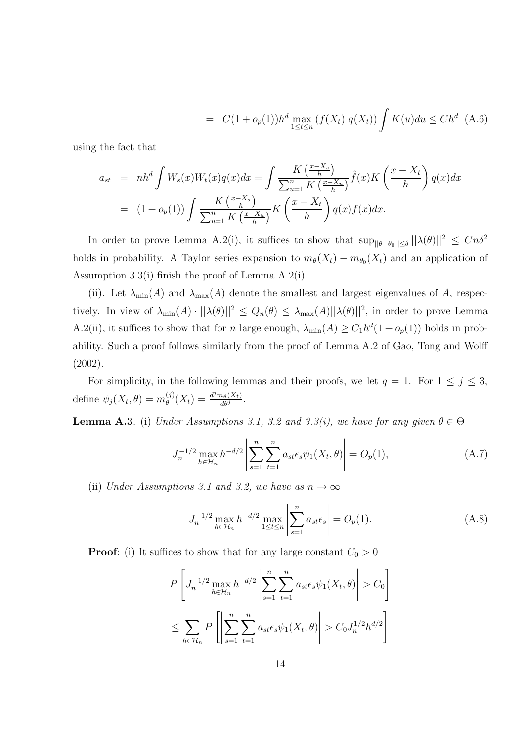$$= C(1 + o_p(1))h^d \max_{1 \le t \le n} (f(X_t)\ q(X_t)) \int K(u)du \le Ch^d \quad \text{(A.6)}$$

using the fact that

$$
\begin{aligned}
a_{st} &= nh^d \int W_s(x)W_t(x)q(x)dx = \int \frac{K\left(\frac{x-X_s}{h}\right)}{\sum_{u=1}^n K\left(\frac{x-X_u}{h}\right)} \hat{f}(x) K\left(\frac{x-X_t}{h}\right) q(x)dx \\
&= (1 + o_p(1)) \int \frac{K\left(\frac{x-X_s}{h}\right)}{\sum_{u=1}^n K\left(\frac{x-X_u}{h}\right)} K\left(\frac{x-X_t}{h}\right) q(x)f(x)dx.
\end{aligned}
$$

In order to prove Lemma A.2(i), it suffices to show that $\sup_{||\theta-\theta_0|| \le \delta} ||\lambda(\theta)||^2 \le Cn\delta^2$ holds in probability. A Taylor series expansion to $m_\theta(X_t) - m_{\theta_0}(X_t)$ and an application of Assumption 3.3(i) finish the proof of Lemma A.2(i).

(ii). Let $\lambda_{\min}(A)$ and $\lambda_{\max}(A)$ denote the smallest and largest eigenvalues of $A$, respectively. In view of $\lambda_{\min}(A) \cdot ||\lambda(\theta)||^2 \le Q_n(\theta) \le \lambda_{\max}(A)||\lambda(\theta)||^2$, in order to prove Lemma A.2(ii), it suffices to show that for $n$ large enough, $\lambda_{\min}(A) \ge C_1 h^d (1 + o_p(1))$ holds in probability. Such a proof follows similarly from the proof of Lemma A.2 of Gao, Tong and Wolff (2002).

For simplicity, in the following lemmas and their proofs, we let $q = 1$. For $1 \le j \le 3$, define $\psi_j(X_t, \theta) = m_\theta^{(j)}(X_t) = \frac{d^j m_\theta(X_t)}{d\theta^j}$.

**Lemma A.3**. (i) *Under Assumptions 3.1, 3.2 and 3.3(i), we have for any given* $\theta \in \Theta$

$$J_n^{-1/2} \max_{h \in \mathcal{H}_n} h^{-d/2} \left| \sum_{s=1}^n \sum_{t=1}^n a_{st} \epsilon_s \psi_1(X_t, \theta) \right| = O_p(1), \quad \text{(A.7)}$$

(ii) *Under Assumptions 3.1 and 3.2, we have as* $n \to \infty$

$$J_n^{-1/2} \max_{h \in \mathcal{H}_n} h^{-d/2} \max_{1 \le t \le n} \left| \sum_{s=1}^n a_{st} \epsilon_s \right| = O_p(1). \quad \text{(A.8)}$$

**Proof**: (i) It suffices to show that for any large constant $C_0 > 0$

$$
\begin{aligned}
& P\left[ J_n^{-1/2} \max_{h \in \mathcal{H}_n} h^{-d/2} \left| \sum_{s=1}^n \sum_{t=1}^n a_{st} \epsilon_s \psi_1(X_t, \theta) \right| > C_0 \right] \\
& \le \sum_{h \in \mathcal{H}_n} P\left[ \left| \sum_{s=1}^n \sum_{t=1}^n a_{st} \epsilon_s \psi_1(X_t, \theta) \right| > C_0 J_n^{1/2} h^{d/2} \right]
\end{aligned}
$$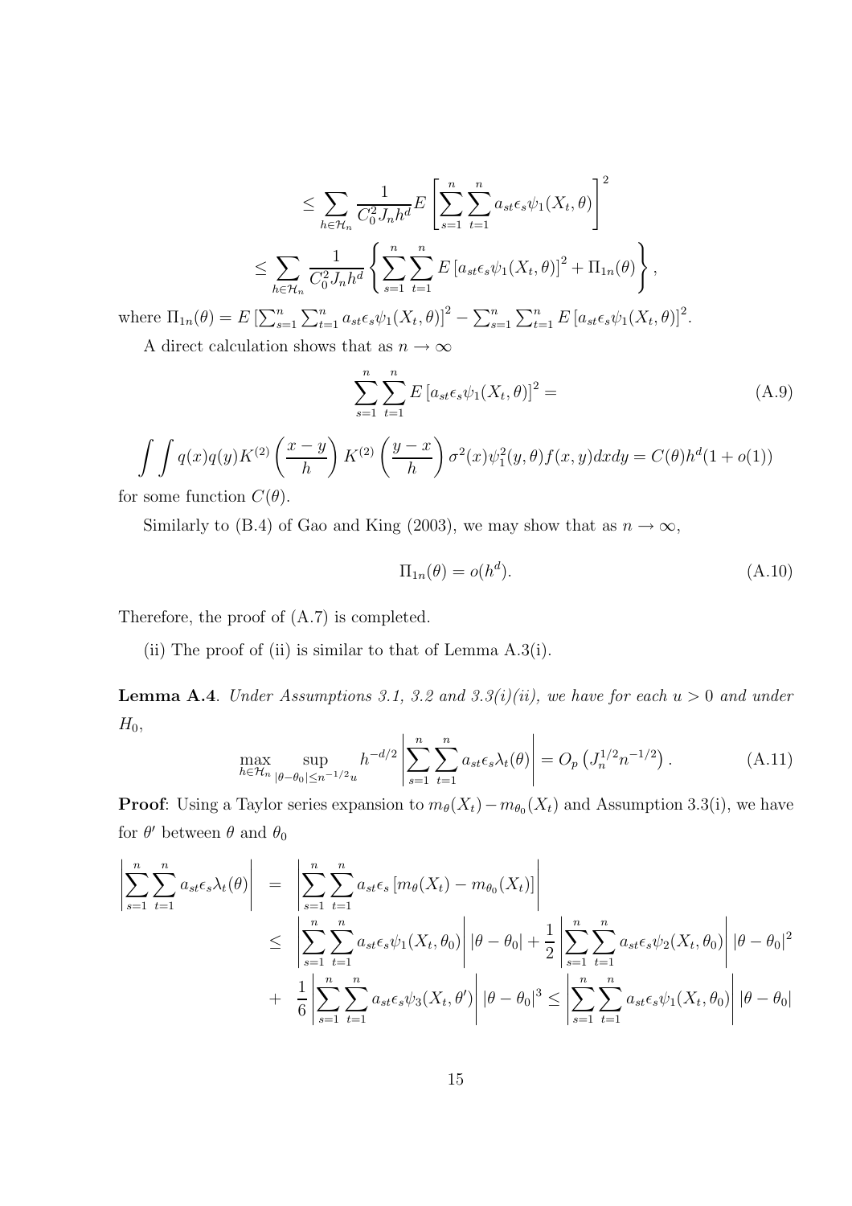$$\leq \sum_{h \in \mathcal{H}_n} \frac{1}{C_0^2 J_n h^d} E\left[\sum_{s=1}^n \sum_{t=1}^n a_{st} \epsilon_s \psi_1(X_t, \theta)\right]^2$$

$$\leq \sum_{h \in \mathcal{H}_n} \frac{1}{C_0^2 J_n h^d} \left\{ \sum_{s=1}^n \sum_{t=1}^n E\left[a_{st} \epsilon_s \psi_1(X_t, \theta)\right]^2 + \Pi_{1n}(\theta) \right\},$$

where $\Pi_{1n}(\theta) = E\left[\sum_{s=1}^n \sum_{t=1}^n a_{st} \epsilon_s \psi_1(X_t, \theta)\right]^2 - \sum_{s=1}^n \sum_{t=1}^n E\left[a_{st} \epsilon_s \psi_1(X_t, \theta)\right]^2$.

A direct calculation shows that as $n \to \infty$

$$\sum_{s=1}^n \sum_{t=1}^n E\left[a_{st} \epsilon_s \psi_1(X_t, \theta)\right]^2 = \tag{A.9}$$

$$\int \int q(x) q(y) K^{(2)}\left(\frac{x-y}{h}\right) K^{(2)}\left(\frac{y-x}{h}\right) \sigma^2(x) \psi_1^2(y, \theta) f(x,y) dx dy = C(\theta) h^d (1 + o(1))$$

for some function $C(\theta)$.

Similarly to (B.4) of Gao and King (2003), we may show that as $n \to \infty$,

$$\Pi_{1n}(\theta) = o(h^d). \tag{A.10}$$

Therefore, the proof of (A.7) is completed.

(ii) The proof of (ii) is similar to that of Lemma A.3(i).

**Lemma A.4**. *Under Assumptions 3.1, 3.2 and 3.3(i)(ii), we have for each $u > 0$ and under $H_0$,*

$$\max_{h \in \mathcal{H}_n} \sup_{|\theta - \theta_0| \leq n^{-1/2} u} h^{-d/2} \left| \sum_{s=1}^n \sum_{t=1}^n a_{st} \epsilon_s \lambda_t(\theta) \right| = O_p\left(J_n^{1/2} n^{-1/2}\right). \tag{A.11}$$

**Proof**: Using a Taylor series expansion to $m_\theta(X_t) - m_{\theta_0}(X_t)$ and Assumption 3.3(i), we have for $\theta'$ between $\theta$ and $\theta_0$

$$\begin{aligned}
\left| \sum_{s=1}^n \sum_{t=1}^n a_{st} \epsilon_s \lambda_t(\theta) \right| &= \left| \sum_{s=1}^n \sum_{t=1}^n a_{st} \epsilon_s \left[m_\theta(X_t) - m_{\theta_0}(X_t)\right] \right| \\
&\leq \left| \sum_{s=1}^n \sum_{t=1}^n a_{st} \epsilon_s \psi_1(X_t, \theta_0) \right| |\theta - \theta_0| + \frac{1}{2} \left| \sum_{s=1}^n \sum_{t=1}^n a_{st} \epsilon_s \psi_2(X_t, \theta_0) \right| |\theta - \theta_0|^2 \\
&+ \frac{1}{6} \left| \sum_{s=1}^n \sum_{t=1}^n a_{st} \epsilon_s \psi_3(X_t, \theta') \right| |\theta - \theta_0|^3 \leq \left| \sum_{s=1}^n \sum_{t=1}^n a_{st} \epsilon_s \psi_1(X_t, \theta_0) \right| |\theta - \theta_0|
\end{aligned}$$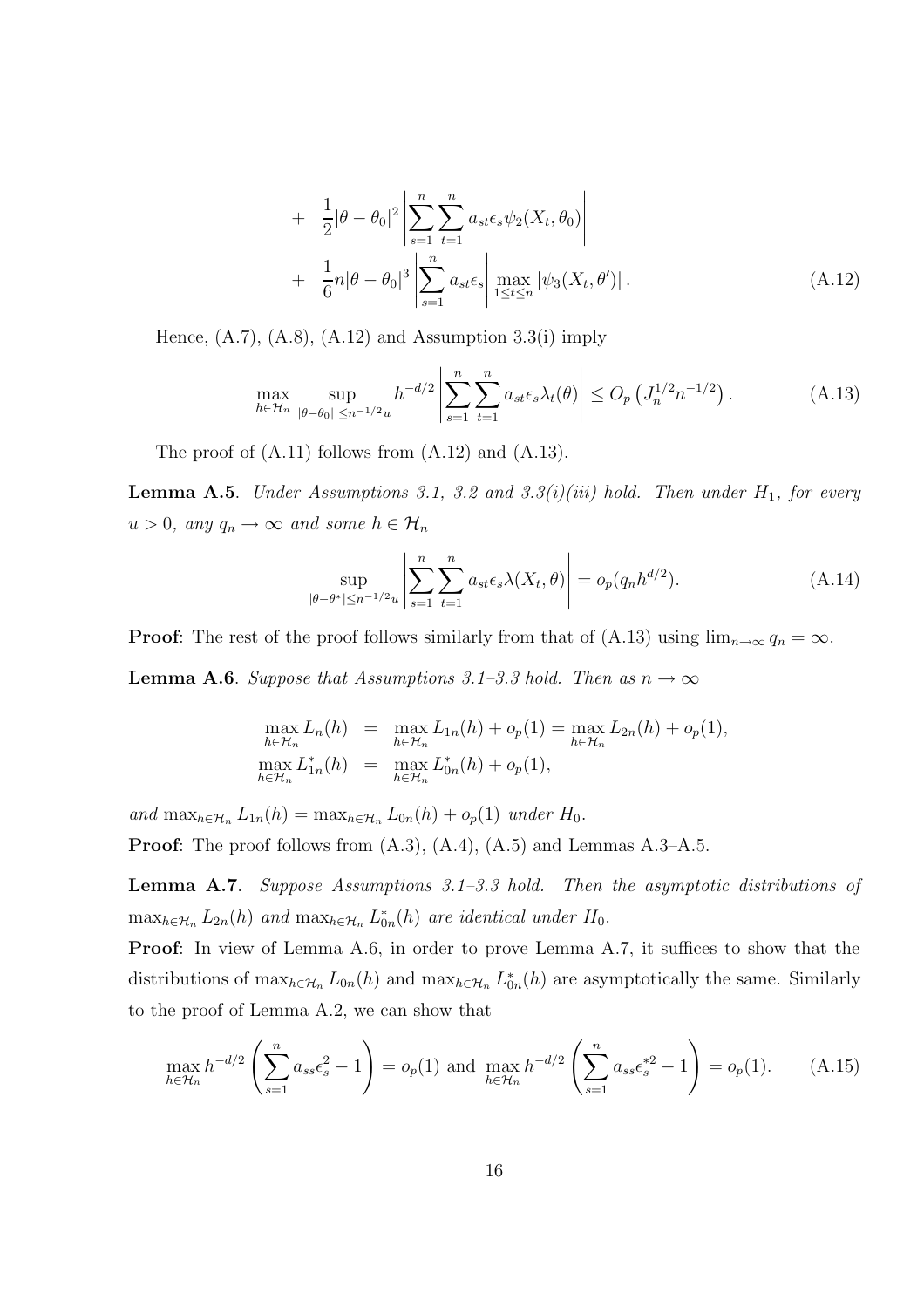$$
\begin{aligned}
&+ \frac{1}{2}|\theta - \theta_0|^2 \left| \sum_{s=1}^n \sum_{t=1}^n a_{st}\epsilon_s \psi_2(X_t, \theta_0) \right| \\
&+ \frac{1}{6} n |\theta - \theta_0|^3 \left| \sum_{s=1}^n a_{st}\epsilon_s \right| \max_{1 \le t \le n} |\psi_3(X_t, \theta')| . \qquad \text{(A.12)}
\end{aligned}
$$

Hence, (A.7), (A.8), (A.12) and Assumption 3.3(i) imply

$$
\max_{h \in \mathcal{H}_n} \sup_{||\theta - \theta_0|| \le n^{-1/2}u} h^{-d/2} \left| \sum_{s=1}^n \sum_{t=1}^n a_{st}\epsilon_s \lambda_t(\theta) \right| \le O_p\left(J_n^{1/2} n^{-1/2}\right). \qquad \text{(A.13)}
$$

The proof of (A.11) follows from (A.12) and (A.13).

**Lemma A.5**. *Under Assumptions 3.1, 3.2 and 3.3(i)(iii) hold. Then under $H_1$, for every $u > 0$, any $q_n \to \infty$ and some $h \in \mathcal{H}_n$*

$$
\sup_{|\theta - \theta^*| \le n^{-1/2}u} \left| \sum_{s=1}^n \sum_{t=1}^n a_{st}\epsilon_s \lambda(X_t, \theta) \right| = o_p(q_n h^{d/2}). \qquad \text{(A.14)}
$$

**Proof**: The rest of the proof follows similarly from that of (A.13) using $\lim_{n\to\infty} q_n = \infty$.

**Lemma A.6**. *Suppose that Assumptions 3.1–3.3 hold. Then as $n \to \infty$*

$$
\begin{aligned}
\max_{h \in \mathcal{H}_n} L_n(h) &= \max_{h \in \mathcal{H}_n} L_{1n}(h) + o_p(1) = \max_{h \in \mathcal{H}_n} L_{2n}(h) + o_p(1), \\
\max_{h \in \mathcal{H}_n} L_{1n}^*(h) &= \max_{h \in \mathcal{H}_n} L_{0n}^*(h) + o_p(1),
\end{aligned}
$$

*and $\max_{h \in \mathcal{H}_n} L_{1n}(h) = \max_{h \in \mathcal{H}_n} L_{0n}(h) + o_p(1)$ under $H_0$.*

**Proof**: The proof follows from (A.3), (A.4), (A.5) and Lemmas A.3–A.5.

**Lemma A.7**. *Suppose Assumptions 3.1–3.3 hold. Then the asymptotic distributions of $\max_{h \in \mathcal{H}_n} L_{2n}(h)$ and $\max_{h \in \mathcal{H}_n} L_{0n}^*(h)$ are identical under $H_0$.*

**Proof**: In view of Lemma A.6, in order to prove Lemma A.7, it suffices to show that the distributions of $\max_{h \in \mathcal{H}_n} L_{0n}(h)$ and $\max_{h \in \mathcal{H}_n} L_{0n}^*(h)$ are asymptotically the same. Similarly to the proof of Lemma A.2, we can show that

$$
\max_{h \in \mathcal{H}_n} h^{-d/2} \left( \sum_{s=1}^n a_{ss}\epsilon_s^2 - 1 \right) = o_p(1) \text{ and } \max_{h \in \mathcal{H}_n} h^{-d/2} \left( \sum_{s=1}^n a_{ss}\epsilon_s^{*2} - 1 \right) = o_p(1). \qquad \text{(A.15)}
$$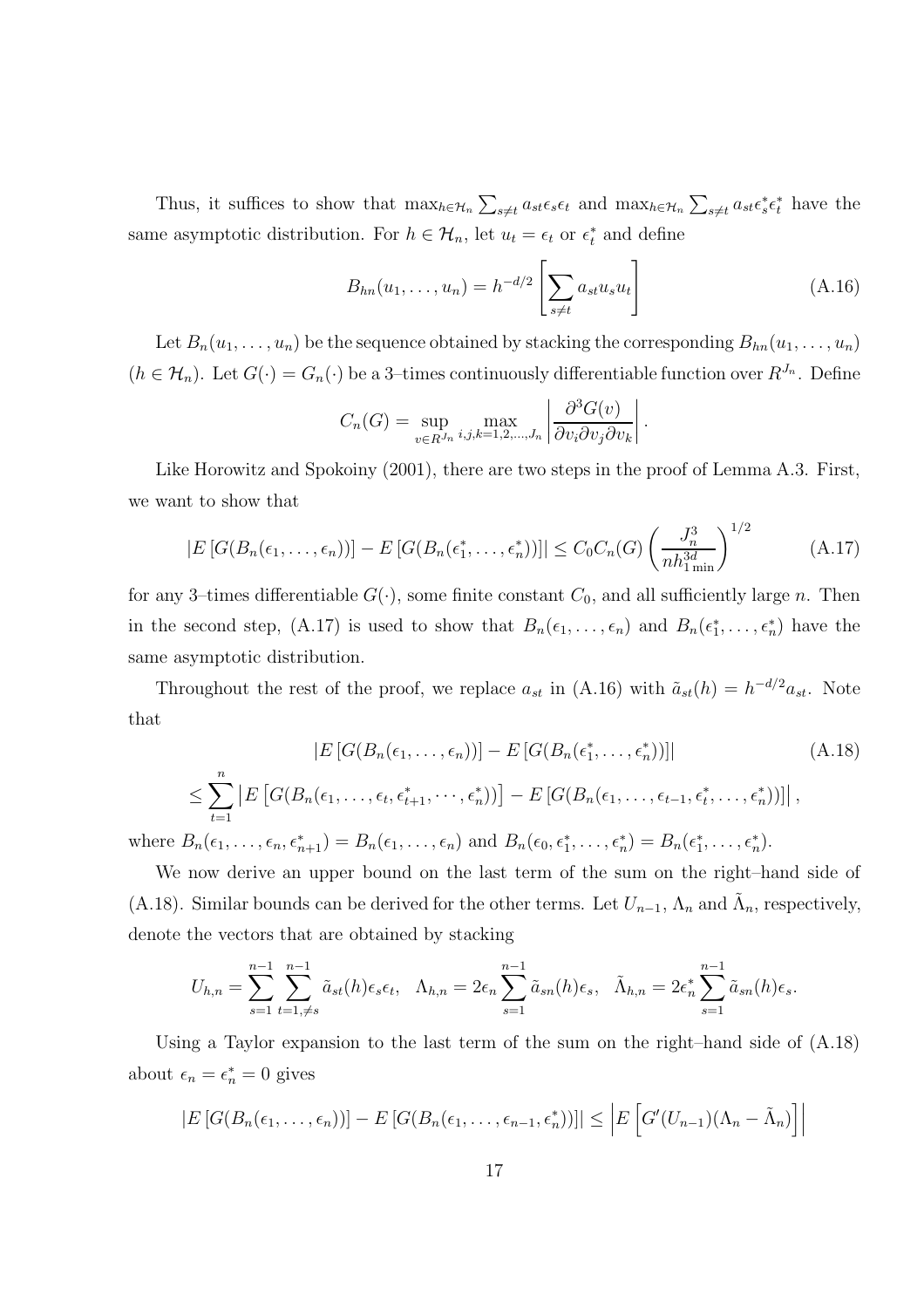Thus, it suffices to show that $\max_{h \in \mathcal{H}_n} \sum_{s \neq t} a_{st} \epsilon_s \epsilon_t$ and $\max_{h \in \mathcal{H}_n} \sum_{s \neq t} a_{st} \epsilon_s^* \epsilon_t^*$ have the same asymptotic distribution. For $h \in \mathcal{H}_n$, let $u_t = \epsilon_t$ or $\epsilon_t^*$ and define

$$B_{hn}(u_1, \ldots, u_n) = h^{-d/2} \left[ \sum_{s \neq t} a_{st} u_s u_t \right] \tag{A.16}$$

Let $B_n(u_1, \ldots, u_n)$ be the sequence obtained by stacking the corresponding $B_{hn}(u_1, \ldots, u_n)$ $(h \in \mathcal{H}_n)$. Let $G(\cdot) = G_n(\cdot)$ be a 3–times continuously differentiable function over $R^{J_n}$. Define

$$C_n(G) = \sup_{v \in R^{J_n}} \max_{i,j,k=1,2,\ldots,J_n} \left| \frac{\partial^3 G(v)}{\partial v_i \partial v_j \partial v_k} \right|.$$

Like Horowitz and Spokoiny (2001), there are two steps in the proof of Lemma A.3. First, we want to show that

$$|E\left[G(B_n(\epsilon_1, \ldots, \epsilon_n))\right] - E\left[G(B_n(\epsilon_1^*, \ldots, \epsilon_n^*))\right]| \leq C_0 C_n(G) \left( \frac{J_n^3}{n h_{1\min}^{3d}} \right)^{1/2} \tag{A.17}$$

for any 3–times differentiable $G(\cdot)$, some finite constant $C_0$, and all sufficiently large $n$. Then in the second step, (A.17) is used to show that $B_n(\epsilon_1, \ldots, \epsilon_n)$ and $B_n(\epsilon_1^*, \ldots, \epsilon_n^*)$ have the same asymptotic distribution.

Throughout the rest of the proof, we replace $a_{st}$ in (A.16) with $\tilde{a}_{st}(h) = h^{-d/2} a_{st}$. Note that

$$\begin{aligned} & |E\left[G(B_n(\epsilon_1, \ldots, \epsilon_n))\right] - E\left[G(B_n(\epsilon_1^*, \ldots, \epsilon_n^*))\right]| \qquad \text{(A.18)} \\ \leq & \sum_{t=1}^{n} \left| E\left[G(B_n(\epsilon_1, \ldots, \epsilon_t, \epsilon_{t+1}^*, \cdots, \epsilon_n^*))\right] - E\left[G(B_n(\epsilon_1, \ldots, \epsilon_{t-1}, \epsilon_t^*, \ldots, \epsilon_n^*))\right] \right|, \end{aligned}$$

where $B_n(\epsilon_1, \ldots, \epsilon_n, \epsilon_{n+1}^*) = B_n(\epsilon_1, \ldots, \epsilon_n)$ and $B_n(\epsilon_0, \epsilon_1^*, \ldots, \epsilon_n^*) = B_n(\epsilon_1^*, \ldots, \epsilon_n^*)$.

We now derive an upper bound on the last term of the sum on the right–hand side of (A.18). Similar bounds can be derived for the other terms. Let $U_{n-1}$, $\Lambda_n$ and $\tilde{\Lambda}_n$, respectively, denote the vectors that are obtained by stacking

$$U_{h,n} = \sum_{s=1}^{n-1} \sum_{t=1,\neq s}^{n-1} \tilde{a}_{st}(h) \epsilon_s \epsilon_t, \quad \Lambda_{h,n} = 2\epsilon_n \sum_{s=1}^{n-1} \tilde{a}_{sn}(h) \epsilon_s, \quad \tilde{\Lambda}_{h,n} = 2\epsilon_n^* \sum_{s=1}^{n-1} \tilde{a}_{sn}(h) \epsilon_s.$$

Using a Taylor expansion to the last term of the sum on the right–hand side of (A.18) about $\epsilon_n = \epsilon_n^* = 0$ gives

$$|E\left[G(B_n(\epsilon_1, \ldots, \epsilon_n))\right] - E\left[G(B_n(\epsilon_1, \ldots, \epsilon_{n-1}, \epsilon_n^*))\right]| \leq \left| E\left[G'(U_{n-1})(\Lambda_n - \tilde{\Lambda}_n)\right] \right|$$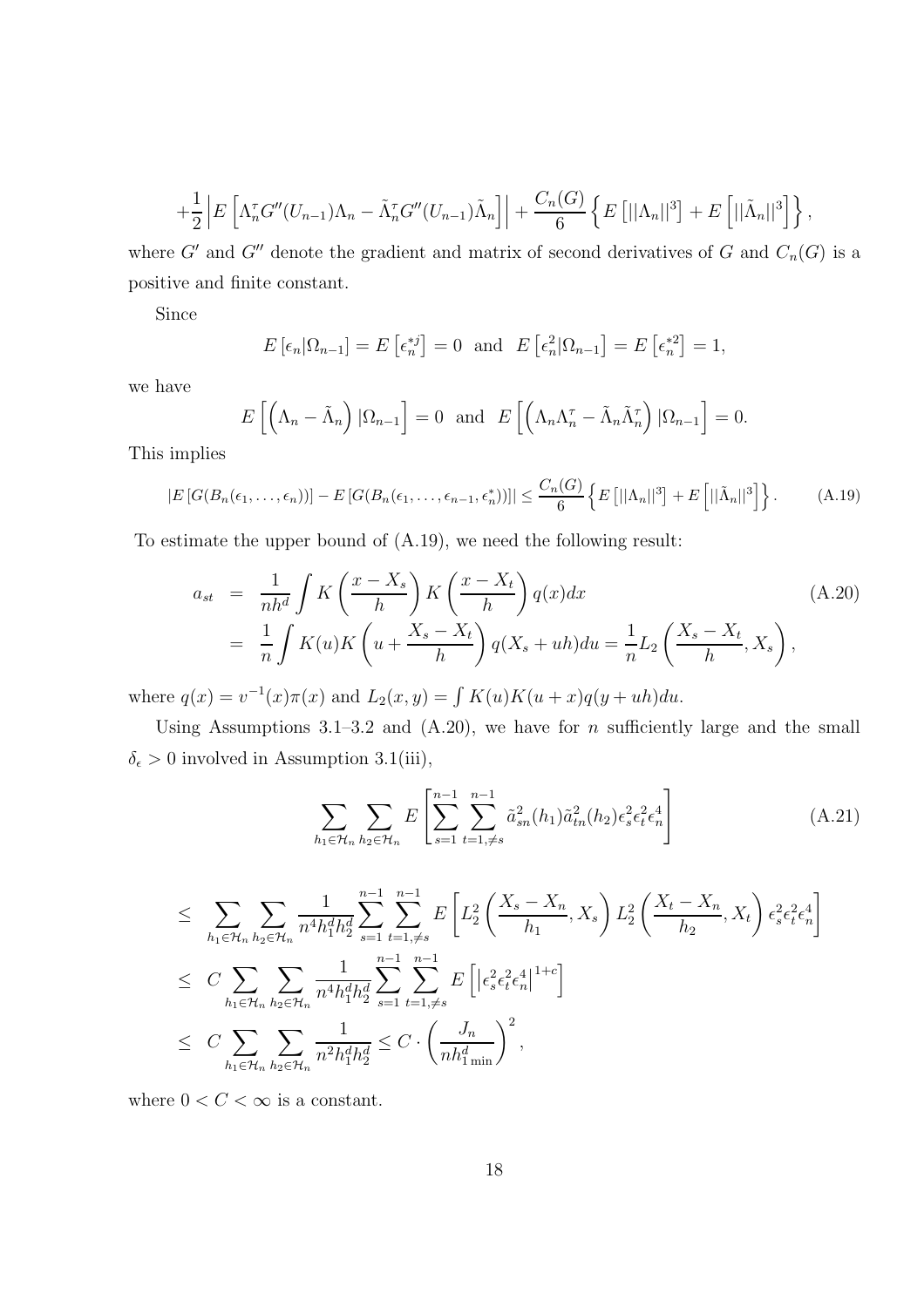$$+\frac{1}{2}\left|E\left[\Lambda_n^\tau G''(U_{n-1})\Lambda_n - \tilde{\Lambda}_n^\tau G''(U_{n-1})\tilde{\Lambda}_n\right]\right| + \frac{C_n(G)}{6}\left\{E\left[||\Lambda_n||^3\right] + E\left[||\tilde{\Lambda}_n||^3\right]\right\},$$

where $G'$ and $G''$ denote the gradient and matrix of second derivatives of $G$ and $C_n(G)$ is a positive and finite constant.

Since

$$E\left[\epsilon_n|\Omega_{n-1}\right] = E\left[\epsilon_n^{*j}\right] = 0 \;\text{ and }\; E\left[\epsilon_n^2|\Omega_{n-1}\right] = E\left[\epsilon_n^{*2}\right] = 1,$$

we have

$$E\left[\left(\Lambda_n - \tilde{\Lambda}_n\right)|\Omega_{n-1}\right] = 0 \;\text{ and }\; E\left[\left(\Lambda_n\Lambda_n^\tau - \tilde{\Lambda}_n\tilde{\Lambda}_n^\tau\right)|\Omega_{n-1}\right] = 0.$$

This implies

$$|E\left[G(B_n(\epsilon_1,\ldots,\epsilon_n))\right] - E\left[G(B_n(\epsilon_1,\ldots,\epsilon_{n-1},\epsilon_n^*))\right]| \le \frac{C_n(G)}{6}\left\{E\left[||\Lambda_n||^3\right] + E\left[||\tilde{\Lambda}_n||^3\right]\right\}. \tag{A.19}$$

To estimate the upper bound of (A.19), we need the following result:

$$\begin{aligned} a_{st} &= \frac{1}{nh^d}\int K\left(\frac{x-X_s}{h}\right)K\left(\frac{x-X_t}{h}\right)q(x)dx \\ &= \frac{1}{n}\int K(u)K\left(u+\frac{X_s-X_t}{h}\right)q(X_s+uh)du = \frac{1}{n}L_2\left(\frac{X_s-X_t}{h},X_s\right), \end{aligned} \tag{A.20}$$

where $q(x) = v^{-1}(x)\pi(x)$ and $L_2(x,y) = \int K(u)K(u+x)q(y+uh)du$.

Using Assumptions 3.1–3.2 and (A.20), we have for $n$ sufficiently large and the small $\delta_\epsilon > 0$ involved in Assumption 3.1(iii),

$$\sum_{h_1\in\mathcal{H}_n}\sum_{h_2\in\mathcal{H}_n} E\left[\sum_{s=1}^{n-1}\sum_{t=1,\neq s}^{n-1}\tilde{a}_{sn}^2(h_1)\tilde{a}_{tn}^2(h_2)\epsilon_s^2\epsilon_t^2\epsilon_n^4\right] \tag{A.21}$$

$$\begin{aligned} &\le \sum_{h_1\in\mathcal{H}_n}\sum_{h_2\in\mathcal{H}_n}\frac{1}{n^4h_1^dh_2^d}\sum_{s=1}^{n-1}\sum_{t=1,\neq s}^{n-1}E\left[L_2^2\left(\frac{X_s-X_n}{h_1},X_s\right)L_2^2\left(\frac{X_t-X_n}{h_2},X_t\right)\epsilon_s^2\epsilon_t^2\epsilon_n^4\right] \\ &\le C\sum_{h_1\in\mathcal{H}_n}\sum_{h_2\in\mathcal{H}_n}\frac{1}{n^4h_1^dh_2^d}\sum_{s=1}^{n-1}\sum_{t=1,\neq s}^{n-1}E\left[\left|\epsilon_s^2\epsilon_t^2\epsilon_n^4\right|^{1+c}\right] \\ &\le C\sum_{h_1\in\mathcal{H}_n}\sum_{h_2\in\mathcal{H}_n}\frac{1}{n^2h_1^dh_2^d} \le C\cdot\left(\frac{J_n}{nh_{1\min}^d}\right)^2, \end{aligned}$$

where $0 < C < \infty$ is a constant.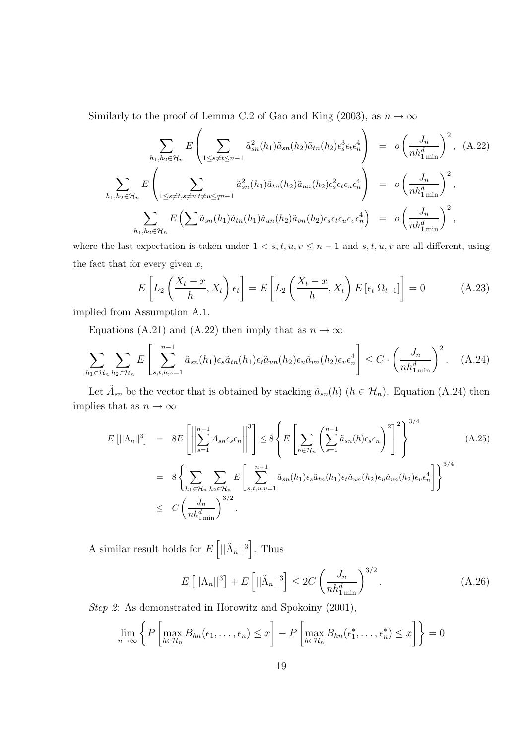Similarly to the proof of Lemma C.2 of Gao and King (2003), as $n \to \infty$

$$
\begin{aligned}
\sum_{h_1,h_2\in\mathcal{H}_n} E\left(\sum_{1\le s\ne t\le n-1} \tilde{a}_{sn}^2(h_1)\tilde{a}_{sn}(h_2)\tilde{a}_{tn}(h_2)\epsilon_s^3\epsilon_t\epsilon_n^4\right) &= o\left(\frac{J_n}{nh_{1\min}^d}\right)^2, \quad \text{(A.22)}\\
\sum_{h_1,h_2\in\mathcal{H}_n} E\left(\sum_{1\le s\ne t, s\ne u, t\ne u\le qn-1} \tilde{a}_{sn}^2(h_1)\tilde{a}_{tn}(h_2)\tilde{a}_{un}(h_2)\epsilon_s^2\epsilon_t\epsilon_u\epsilon_n^4\right) &= o\left(\frac{J_n}{nh_{1\min}^d}\right)^2,\\
\sum_{h_1,h_2\in\mathcal{H}_n} E\left(\sum \tilde{a}_{sn}(h_1)\tilde{a}_{tn}(h_1)\tilde{a}_{un}(h_2)\tilde{a}_{vn}(h_2)\epsilon_s\epsilon_t\epsilon_u\epsilon_v\epsilon_n^4\right) &= o\left(\frac{J_n}{nh_{1\min}^d}\right)^2,
\end{aligned}
$$

where the last expectation is taken under $1 < s,t,u,v \le n-1$ and $s,t,u,v$ are all different, using the fact that for every given $x$,

$$
E\left[L_2\left(\frac{X_t - x}{h}, X_t\right)\epsilon_t\right] = E\left[L_2\left(\frac{X_t - x}{h}, X_t\right)E\left[\epsilon_t|\Omega_{t-1}\right]\right] = 0 \quad \text{(A.23)}
$$

implied from Assumption A.1.

Equations (A.21) and (A.22) then imply that as $n \to \infty$

$$
\sum_{h_1\in\mathcal{H}_n}\sum_{h_2\in\mathcal{H}_n} E\left[\sum_{s,t,u,v=1}^{n-1} \tilde{a}_{sn}(h_1)\epsilon_s\tilde{a}_{tn}(h_1)\epsilon_t\tilde{a}_{un}(h_2)\epsilon_u\tilde{a}_{vn}(h_2)\epsilon_v\epsilon_n^4\right] \le C\cdot\left(\frac{J_n}{nh_{1\min}^d}\right)^2. \quad \text{(A.24)}
$$

Let $\tilde{A}_{sn}$ be the vector that is obtained by stacking $\tilde{a}_{sn}(h)$ ($h \in \mathcal{H}_n$). Equation (A.24) then implies that as $n \to \infty$

$$
\begin{aligned}
E\left[||\Lambda_n||^3\right] &= 8E\left[\left|\left|\sum_{s=1}^{n-1}\tilde{A}_{sn}\epsilon_s\epsilon_n\right|\right|^3\right] \le 8\left\{E\left[\sum_{h\in\mathcal{H}_n}\left(\sum_{s=1}^{n-1}\tilde{a}_{sn}(h)\epsilon_s\epsilon_n\right)^2\right]^2\right\}^{3/4} \quad \text{(A.25)}\\
&= 8\left\{\sum_{h_1\in\mathcal{H}_n}\sum_{h_2\in\mathcal{H}_n} E\left[\sum_{s,t,u,v=1}^{n-1}\tilde{a}_{sn}(h_1)\epsilon_s\tilde{a}_{tn}(h_1)\epsilon_t\tilde{a}_{un}(h_2)\epsilon_u\tilde{a}_{vn}(h_2)\epsilon_v\epsilon_n^4\right]\right\}^{3/4}\\
&\le C\left(\frac{J_n}{nh_{1\min}^d}\right)^{3/2}.
\end{aligned}
$$

A similar result holds for $E\left[||\tilde{\Lambda}_n||^3\right]$. Thus

$$
E\left[||\Lambda_n||^3\right] + E\left[||\tilde{\Lambda}_n||^3\right] \le 2C\left(\frac{J_n}{nh_{1\min}^d}\right)^{3/2}. \quad \text{(A.26)}
$$

*Step 2*: As demonstrated in Horowitz and Spokoiny (2001),

$$
\lim_{n\to\infty}\left\{P\left[\max_{h\in\mathcal{H}_n} B_{hn}(\epsilon_1,\ldots,\epsilon_n) \le x\right] - P\left[\max_{h\in\mathcal{H}_n} B_{hn}(\epsilon_1^*,\ldots,\epsilon_n^*) \le x\right]\right\} = 0
$$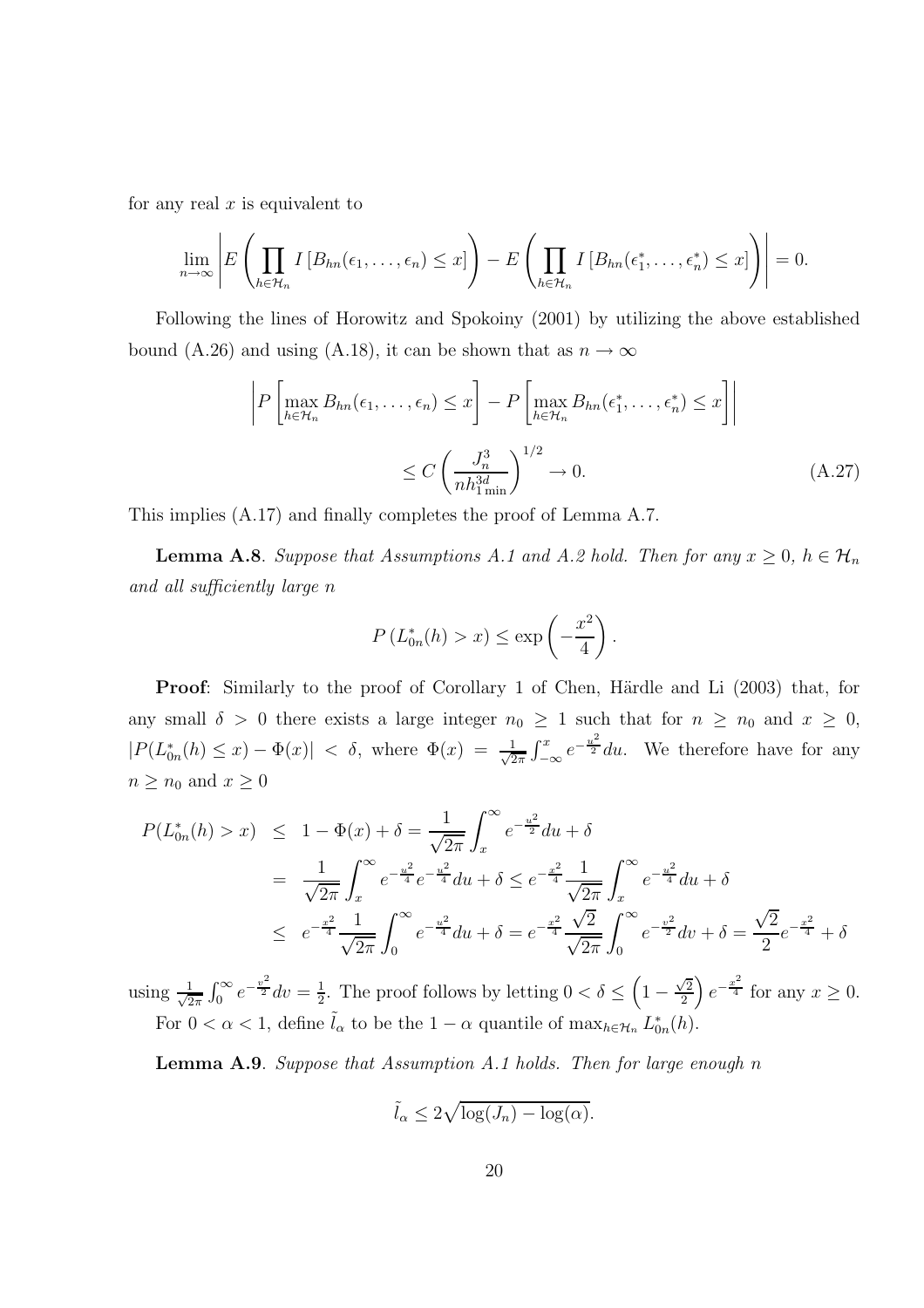for any real $x$ is equivalent to

$$\lim_{n\to\infty} \left| E\left( \prod_{h\in\mathcal{H}_n} I\left[B_{hn}(\epsilon_1,\ldots,\epsilon_n) \le x\right] \right) - E\left( \prod_{h\in\mathcal{H}_n} I\left[B_{hn}(\epsilon_1^*,\ldots,\epsilon_n^*) \le x\right] \right) \right| = 0.$$

Following the lines of Horowitz and Spokoiny (2001) by utilizing the above established bound (A.26) and using (A.18), it can be shown that as $n \to \infty$

$$\left| P\left[ \max_{h\in\mathcal{H}_n} B_{hn}(\epsilon_1,\ldots,\epsilon_n) \le x \right] - P\left[ \max_{h\in\mathcal{H}_n} B_{hn}(\epsilon_1^*,\ldots,\epsilon_n^*) \le x \right] \right| \le C\left( \frac{J_n^3}{n h_{1\min}^{3d}} \right)^{1/2} \to 0. \tag{A.27}$$

This implies (A.17) and finally completes the proof of Lemma A.7.

**Lemma A.8**. *Suppose that Assumptions A.1 and A.2 hold. Then for any $x \ge 0$, $h \in \mathcal{H}_n$ and all sufficiently large $n$*

$$P\left(L_{0n}^*(h) > x\right) \le \exp\left(-\frac{x^2}{4}\right).$$

**Proof**: Similarly to the proof of Corollary 1 of Chen, Härdle and Li (2003) that, for any small $\delta > 0$ there exists a large integer $n_0 \ge 1$ such that for $n \ge n_0$ and $x \ge 0$, $|P(L_{0n}^*(h) \le x) - \Phi(x)| < \delta$, where $\Phi(x) = \frac{1}{\sqrt{2\pi}}\int_{-\infty}^{x} e^{-\frac{u^2}{2}}du$. We therefore have for any $n \ge n_0$ and $x \ge 0$

$$\begin{aligned} P(L_{0n}^*(h) > x) &\le 1 - \Phi(x) + \delta = \frac{1}{\sqrt{2\pi}}\int_x^\infty e^{-\frac{u^2}{2}}du + \delta \\ &= \frac{1}{\sqrt{2\pi}}\int_x^\infty e^{-\frac{u^2}{4}}e^{-\frac{u^2}{4}}du + \delta \le e^{-\frac{x^2}{4}}\frac{1}{\sqrt{2\pi}}\int_x^\infty e^{-\frac{u^2}{4}}du + \delta \\ &\le e^{-\frac{x^2}{4}}\frac{1}{\sqrt{2\pi}}\int_0^\infty e^{-\frac{u^2}{4}}du + \delta = e^{-\frac{x^2}{4}}\frac{\sqrt{2}}{\sqrt{2\pi}}\int_0^\infty e^{-\frac{v^2}{2}}dv + \delta = \frac{\sqrt{2}}{2}e^{-\frac{x^2}{4}} + \delta \end{aligned}$$

using $\frac{1}{\sqrt{2\pi}}\int_0^\infty e^{-\frac{v^2}{2}}dv = \frac{1}{2}$. The proof follows by letting $0 < \delta \le \left(1 - \frac{\sqrt{2}}{2}\right)e^{-\frac{x^2}{4}}$ for any $x \ge 0$.

For $0 < \alpha < 1$, define $\tilde{l}_\alpha$ to be the $1-\alpha$ quantile of $\max_{h\in\mathcal{H}_n} L_{0n}^*(h)$.

**Lemma A.9**. *Suppose that Assumption A.1 holds. Then for large enough $n$*

$$\tilde{l}_\alpha \le 2\sqrt{\log(J_n) - \log(\alpha)}.$$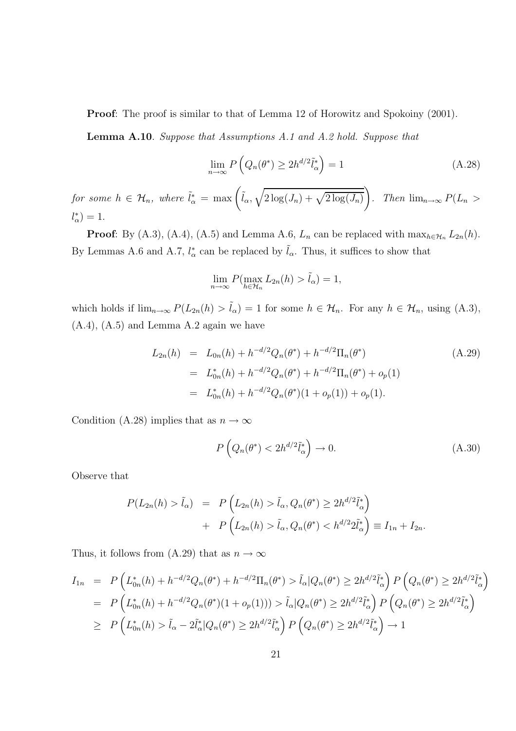**Proof**: The proof is similar to that of Lemma 12 of Horowitz and Spokoiny (2001).

**Lemma A.10**. *Suppose that Assumptions A.1 and A.2 hold. Suppose that*

$$\lim_{n\to\infty} P\left(Q_n(\theta^*) \geq 2h^{d/2}\tilde{l}_\alpha^*\right) = 1 \tag{A.28}$$

*for some* $h \in \mathcal{H}_n$*, where* $\tilde{l}_\alpha^* = \max\left(\tilde{l}_\alpha, \sqrt{2\log(J_n) + \sqrt{2\log(J_n)}}\right)$*. Then* $\lim_{n\to\infty} P(L_n > l_\alpha^*) = 1$.

**Proof**: By (A.3), (A.4), (A.5) and Lemma A.6, $L_n$ can be replaced with $\max_{h\in\mathcal{H}_n} L_{2n}(h)$. By Lemmas A.6 and A.7, $l_\alpha^*$ can be replaced by $\tilde{l}_\alpha$. Thus, it suffices to show that

$$\lim_{n\to\infty} P(\max_{h\in\mathcal{H}_n} L_{2n}(h) > \tilde{l}_\alpha) = 1,$$

which holds if $\lim_{n\to\infty} P(L_{2n}(h) > \tilde{l}_\alpha) = 1$ for some $h \in \mathcal{H}_n$. For any $h \in \mathcal{H}_n$, using (A.3), (A.4), (A.5) and Lemma A.2 again we have

$$\begin{aligned} L_{2n}(h) &= L_{0n}(h) + h^{-d/2}Q_n(\theta^*) + h^{-d/2}\Pi_n(\theta^*) \\ &= L_{0n}^*(h) + h^{-d/2}Q_n(\theta^*) + h^{-d/2}\Pi_n(\theta^*) + o_p(1) \\ &= L_{0n}^*(h) + h^{-d/2}Q_n(\theta^*)(1+o_p(1)) + o_p(1). \end{aligned} \tag{A.29}$$

Condition (A.28) implies that as $n \to \infty$

$$P\left(Q_n(\theta^*) < 2h^{d/2}\tilde{l}_\alpha^*\right) \to 0. \tag{A.30}$$

Observe that

$$\begin{aligned} P(L_{2n}(h) > \tilde{l}_\alpha) &= P\left(L_{2n}(h) > \tilde{l}_\alpha, Q_n(\theta^*) \geq 2h^{d/2}\tilde{l}_\alpha^*\right) \\ &+ P\left(L_{2n}(h) > \tilde{l}_\alpha, Q_n(\theta^*) < h^{d/2}2\tilde{l}_\alpha^*\right) \equiv I_{1n} + I_{2n}. \end{aligned}$$

Thus, it follows from (A.29) that as $n \to \infty$

$$\begin{aligned} I_{1n} &= P\left(L_{0n}^*(h) + h^{-d/2}Q_n(\theta^*) + h^{-d/2}\Pi_n(\theta^*) > \tilde{l}_\alpha | Q_n(\theta^*) \geq 2h^{d/2}\tilde{l}_\alpha^*\right) P\left(Q_n(\theta^*) \geq 2h^{d/2}\tilde{l}_\alpha^*\right) \\ &= P\left(L_{0n}^*(h) + h^{-d/2}Q_n(\theta^*)(1+o_p(1))) > \tilde{l}_\alpha | Q_n(\theta^*) \geq 2h^{d/2}\tilde{l}_\alpha^*\right) P\left(Q_n(\theta^*) \geq 2h^{d/2}\tilde{l}_\alpha^*\right) \\ &\geq P\left(L_{0n}^*(h) > \tilde{l}_\alpha - 2\tilde{l}_\alpha^* | Q_n(\theta^*) \geq 2h^{d/2}\tilde{l}_\alpha^*\right) P\left(Q_n(\theta^*) \geq 2h^{d/2}\tilde{l}_\alpha^*\right) \to 1 \end{aligned}$$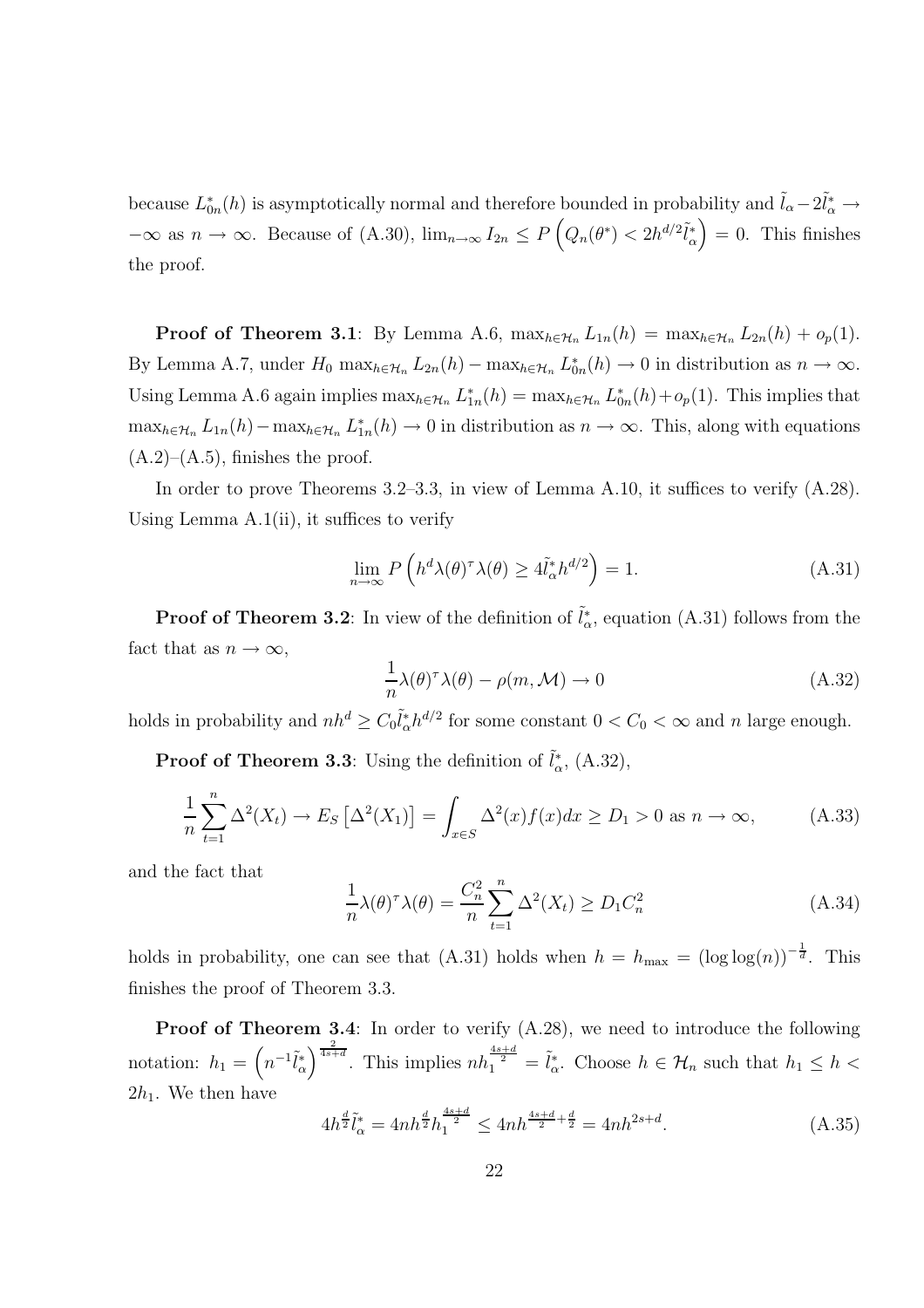because $L^*_{0n}(h)$ is asymptotically normal and therefore bounded in probability and $\tilde{l}_\alpha - 2\tilde{l}^*_\alpha \to -\infty$ as $n \to \infty$. Because of (A.30), $\lim_{n\to\infty} I_{2n} \leq P\left(Q_n(\theta^*) < 2h^{d/2}\tilde{l}^*_\alpha\right) = 0$. This finishes the proof.

**Proof of Theorem 3.1**: By Lemma A.6, $\max_{h\in\mathcal{H}_n} L_{1n}(h) = \max_{h\in\mathcal{H}_n} L_{2n}(h) + o_p(1)$. By Lemma A.7, under $H_0$ $\max_{h\in\mathcal{H}_n} L_{2n}(h) - \max_{h\in\mathcal{H}_n} L^*_{0n}(h) \to 0$ in distribution as $n \to \infty$. Using Lemma A.6 again implies $\max_{h\in\mathcal{H}_n} L^*_{1n}(h) = \max_{h\in\mathcal{H}_n} L^*_{0n}(h) + o_p(1)$. This implies that $\max_{h\in\mathcal{H}_n} L_{1n}(h) - \max_{h\in\mathcal{H}_n} L^*_{1n}(h) \to 0$ in distribution as $n \to \infty$. This, along with equations (A.2)–(A.5), finishes the proof.

In order to prove Theorems 3.2–3.3, in view of Lemma A.10, it suffices to verify (A.28). Using Lemma A.1(ii), it suffices to verify

$$\lim_{n\to\infty} P\left(h^d \lambda(\theta)^\tau \lambda(\theta) \geq 4\tilde{l}^*_\alpha h^{d/2}\right) = 1. \tag{A.31}$$

**Proof of Theorem 3.2**: In view of the definition of $\tilde{l}^*_\alpha$, equation (A.31) follows from the fact that as $n \to \infty$,

$$\frac{1}{n}\lambda(\theta)^\tau \lambda(\theta) - \rho(m, \mathcal{M}) \to 0 \tag{A.32}$$

holds in probability and $nh^d \geq C_0 \tilde{l}^*_\alpha h^{d/2}$ for some constant $0 < C_0 < \infty$ and $n$ large enough.

**Proof of Theorem 3.3**: Using the definition of $\tilde{l}^*_\alpha$, (A.32),

$$\frac{1}{n}\sum_{t=1}^{n} \Delta^2(X_t) \to E_S\left[\Delta^2(X_1)\right] = \int_{x\in S} \Delta^2(x) f(x) dx \geq D_1 > 0 \text{ as } n \to \infty, \tag{A.33}$$

and the fact that

$$\frac{1}{n}\lambda(\theta)^\tau \lambda(\theta) = \frac{C_n^2}{n}\sum_{t=1}^{n} \Delta^2(X_t) \geq D_1 C_n^2 \tag{A.34}$$

holds in probability, one can see that (A.31) holds when $h = h_{\max} = (\log\log(n))^{-\frac{1}{d}}$. This finishes the proof of Theorem 3.3.

**Proof of Theorem 3.4**: In order to verify (A.28), we need to introduce the following notation: $h_1 = \left(n^{-1}\tilde{l}^*_\alpha\right)^{\frac{2}{4s+d}}$. This implies $nh_1^{\frac{4s+d}{2}} = \tilde{l}^*_\alpha$. Choose $h \in \mathcal{H}_n$ such that $h_1 \leq h < 2h_1$. We then have

$$4h^{\frac{d}{2}}\tilde{l}^*_\alpha = 4nh^{\frac{d}{2}}h_1^{\frac{4s+d}{2}} \leq 4nh^{\frac{4s+d}{2}+\frac{d}{2}} = 4nh^{2s+d}. \tag{A.35}$$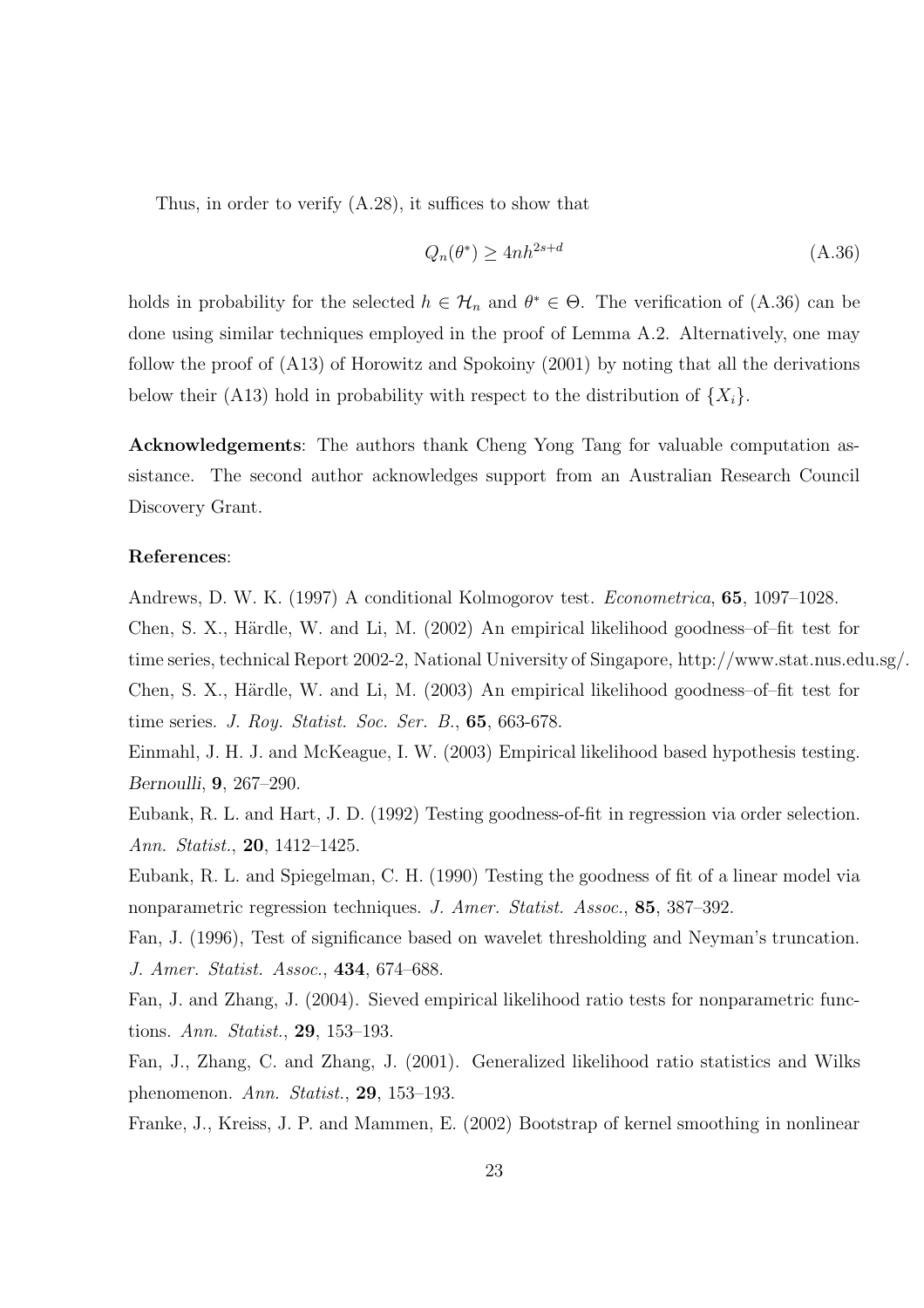Thus, in order to verify (A.28), it suffices to show that

$$Q_n(\theta^*) \geq 4nh^{2s+d} \tag{A.36}$$

holds in probability for the selected $h \in \mathcal{H}_n$ and $\theta^* \in \Theta$. The verification of (A.36) can be done using similar techniques employed in the proof of Lemma A.2. Alternatively, one may follow the proof of (A13) of Horowitz and Spokoiny (2001) by noting that all the derivations below their (A13) hold in probability with respect to the distribution of $\{X_i\}$.

**Acknowledgements**: The authors thank Cheng Yong Tang for valuable computation assistance. The second author acknowledges support from an Australian Research Council Discovery Grant.

**References**:

Andrews, D. W. K. (1997) A conditional Kolmogorov test. *Econometrica*, **65**, 1097–1028.

Chen, S. X., Härdle, W. and Li, M. (2002) An empirical likelihood goodness–of–fit test for time series, technical Report 2002-2, National University of Singapore, http://www.stat.nus.edu.sg/.

Chen, S. X., Härdle, W. and Li, M. (2003) An empirical likelihood goodness–of–fit test for time series. *J. Roy. Statist. Soc. Ser. B.*, **65**, 663-678.

Einmahl, J. H. J. and McKeague, I. W. (2003) Empirical likelihood based hypothesis testing. *Bernoulli*, **9**, 267–290.

Eubank, R. L. and Hart, J. D. (1992) Testing goodness-of-fit in regression via order selection. *Ann. Statist.*, **20**, 1412–1425.

Eubank, R. L. and Spiegelman, C. H. (1990) Testing the goodness of fit of a linear model via nonparametric regression techniques. *J. Amer. Statist. Assoc.*, **85**, 387–392.

Fan, J. (1996), Test of significance based on wavelet thresholding and Neyman's truncation. *J. Amer. Statist. Assoc.*, **434**, 674–688.

Fan, J. and Zhang, J. (2004). Sieved empirical likelihood ratio tests for nonparametric functions. *Ann. Statist.*, **29**, 153–193.

Fan, J., Zhang, C. and Zhang, J. (2001). Generalized likelihood ratio statistics and Wilks phenomenon. *Ann. Statist.*, **29**, 153–193.

Franke, J., Kreiss, J. P. and Mammen, E. (2002) Bootstrap of kernel smoothing in nonlinear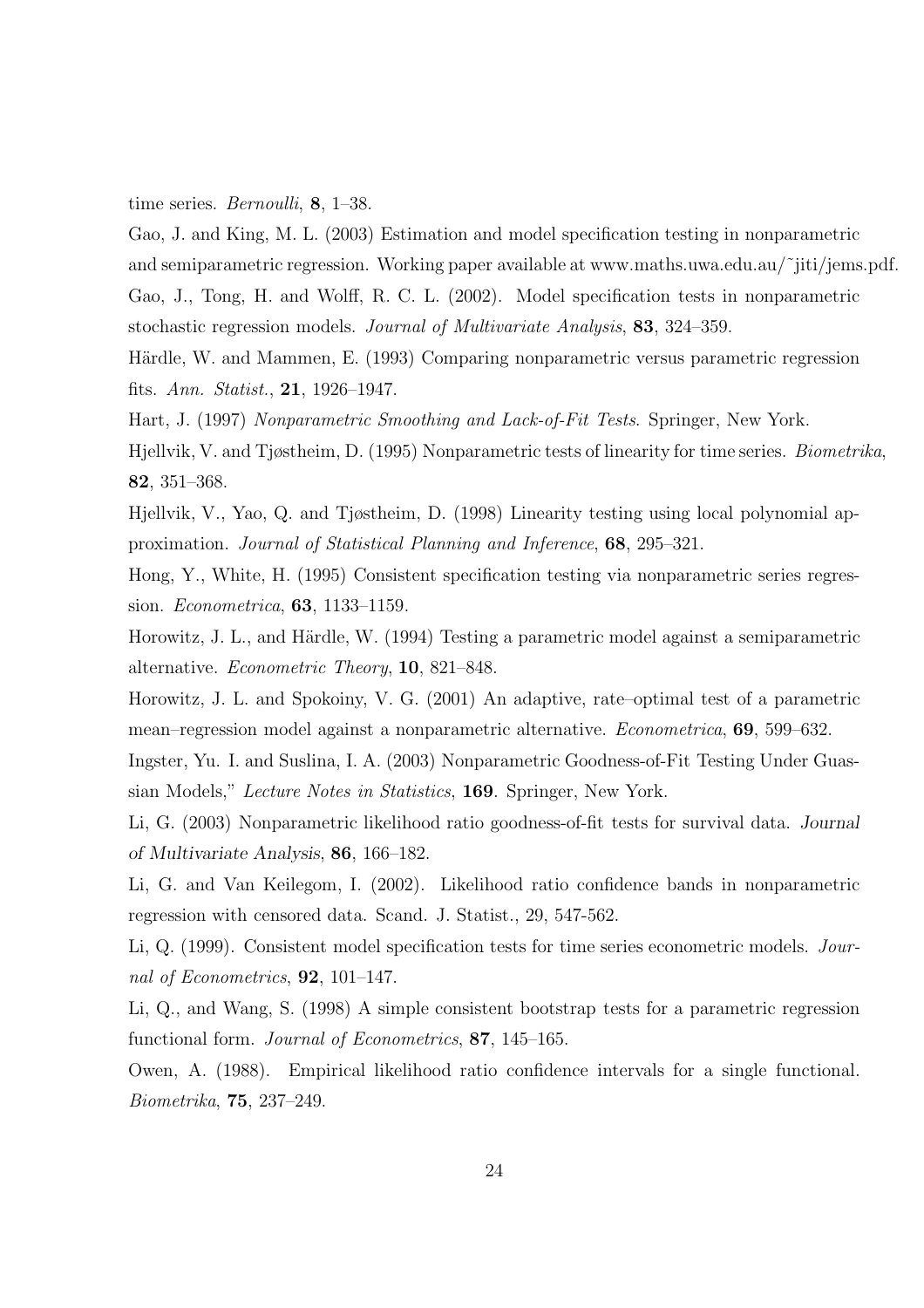time series. *Bernoulli*, **8**, 1–38.

Gao, J. and King, M. L. (2003) Estimation and model specification testing in nonparametric and semiparametric regression. Working paper available at www.maths.uwa.edu.au/˜jiti/jems.pdf.

Gao, J., Tong, H. and Wolff, R. C. L. (2002). Model specification tests in nonparametric stochastic regression models. *Journal of Multivariate Analysis*, **83**, 324–359.

Härdle, W. and Mammen, E. (1993) Comparing nonparametric versus parametric regression fits. *Ann. Statist.*, **21**, 1926–1947.

Hart, J. (1997) *Nonparametric Smoothing and Lack-of-Fit Tests*. Springer, New York.

Hjellvik, V. and Tjøstheim, D. (1995) Nonparametric tests of linearity for time series. *Biometrika*, **82**, 351–368.

Hjellvik, V., Yao, Q. and Tjøstheim, D. (1998) Linearity testing using local polynomial approximation. *Journal of Statistical Planning and Inference*, **68**, 295–321.

Hong, Y., White, H. (1995) Consistent specification testing via nonparametric series regression. *Econometrica*, **63**, 1133–1159.

Horowitz, J. L., and Härdle, W. (1994) Testing a parametric model against a semiparametric alternative. *Econometric Theory*, **10**, 821–848.

Horowitz, J. L. and Spokoiny, V. G. (2001) An adaptive, rate–optimal test of a parametric mean–regression model against a nonparametric alternative. *Econometrica*, **69**, 599–632.

Ingster, Yu. I. and Suslina, I. A. (2003) Nonparametric Goodness-of-Fit Testing Under Guassian Models," *Lecture Notes in Statistics*, **169**. Springer, New York.

Li, G. (2003) Nonparametric likelihood ratio goodness-of-fit tests for survival data. *Journal of Multivariate Analysis*, **86**, 166–182.

Li, G. and Van Keilegom, I. (2002). Likelihood ratio confidence bands in nonparametric regression with censored data. Scand. J. Statist., 29, 547-562.

Li, Q. (1999). Consistent model specification tests for time series econometric models. *Journal of Econometrics*, **92**, 101–147.

Li, Q., and Wang, S. (1998) A simple consistent bootstrap tests for a parametric regression functional form. *Journal of Econometrics*, **87**, 145–165.

Owen, A. (1988). Empirical likelihood ratio confidence intervals for a single functional. *Biometrika*, **75**, 237–249.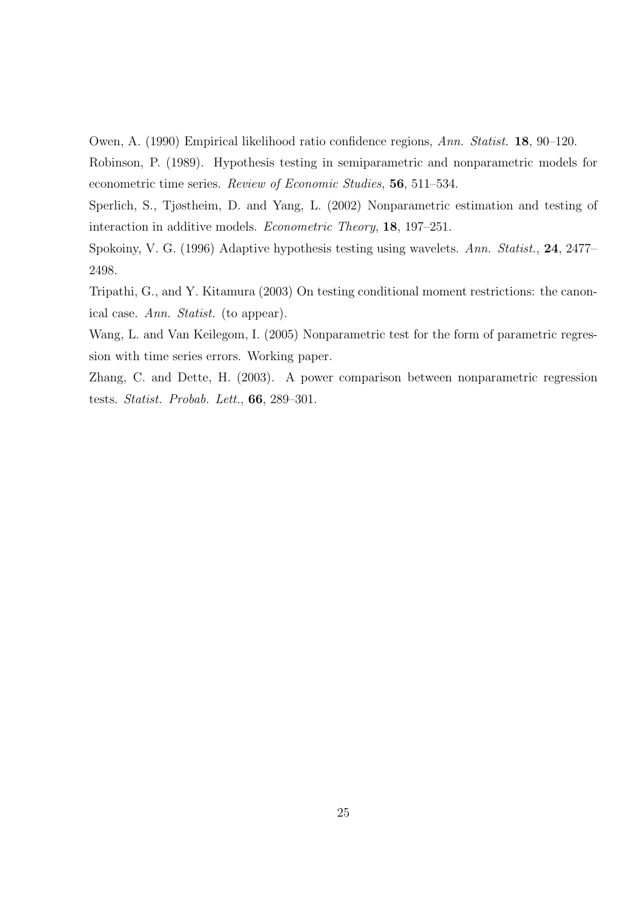Owen, A. (1990) Empirical likelihood ratio confidence regions, *Ann. Statist.* **18**, 90–120.

Robinson, P. (1989). Hypothesis testing in semiparametric and nonparametric models for econometric time series. *Review of Economic Studies*, **56**, 511–534.

Sperlich, S., Tjøstheim, D. and Yang, L. (2002) Nonparametric estimation and testing of interaction in additive models. *Econometric Theory*, **18**, 197–251.

Spokoiny, V. G. (1996) Adaptive hypothesis testing using wavelets. *Ann. Statist.*, **24**, 2477–2498.

Tripathi, G., and Y. Kitamura (2003) On testing conditional moment restrictions: the canonical case. *Ann. Statist.* (to appear).

Wang, L. and Van Keilegom, I. (2005) Nonparametric test for the form of parametric regression with time series errors. Working paper.

Zhang, C. and Dette, H. (2003). A power comparison between nonparametric regression tests. *Statist. Probab. Lett.*, **66**, 289–301.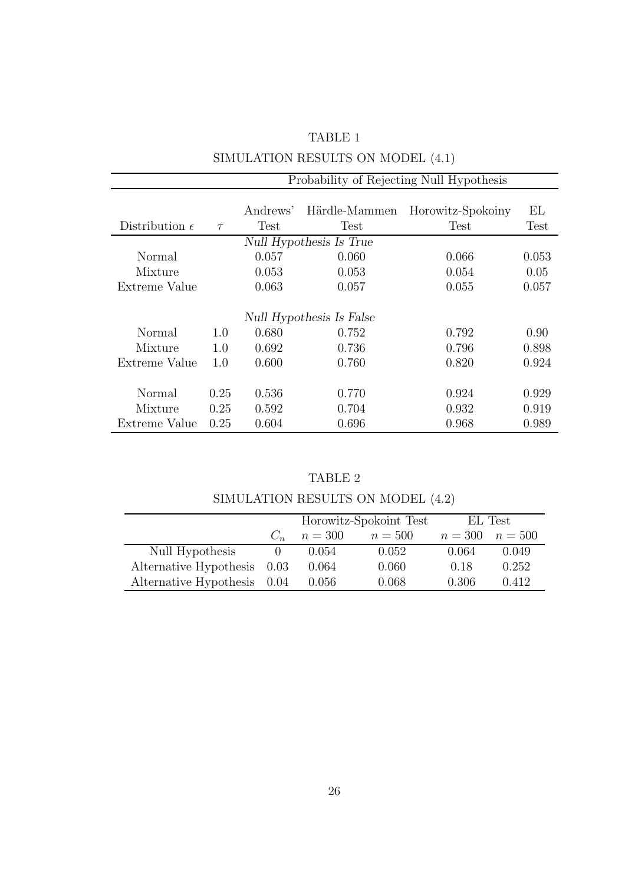TABLE 1

SIMULATION RESULTS ON MODEL (4.1)

| | | Probability of Rejecting Null Hypothesis | | | |
|---|---|---|---|---|---|
| Distribution $\epsilon$ | $\tau$ | Andrews' Test | Härdle-Mammen Test | Horowitz-Spokoiny Test | EL Test |
| | | *Null Hypothesis Is True* | | | |
| Normal | | 0.057 | 0.060 | 0.066 | 0.053 |
| Mixture | | 0.053 | 0.053 | 0.054 | 0.05 |
| Extreme Value | | 0.063 | 0.057 | 0.055 | 0.057 |
| | | *Null Hypothesis Is False* | | | |
| Normal | 1.0 | 0.680 | 0.752 | 0.792 | 0.90 |
| Mixture | 1.0 | 0.692 | 0.736 | 0.796 | 0.898 |
| Extreme Value | 1.0 | 0.600 | 0.760 | 0.820 | 0.924 |
| Normal | 0.25 | 0.536 | 0.770 | 0.924 | 0.929 |
| Mixture | 0.25 | 0.592 | 0.704 | 0.932 | 0.919 |
| Extreme Value | 0.25 | 0.604 | 0.696 | 0.968 | 0.989 |

TABLE 2

SIMULATION RESULTS ON MODEL (4.2)

| | | Horowitz-Spokoint Test | | EL Test | |
|---|---|---|---|---|---|
| | $C_n$ | $n = 300$ | $n = 500$ | $n = 300$ | $n = 500$ |
| Null Hypothesis | 0 | 0.054 | 0.052 | 0.064 | 0.049 |
| Alternative Hypothesis | 0.03 | 0.064 | 0.060 | 0.18 | 0.252 |
| Alternative Hypothesis | 0.04 | 0.056 | 0.068 | 0.306 | 0.412 |